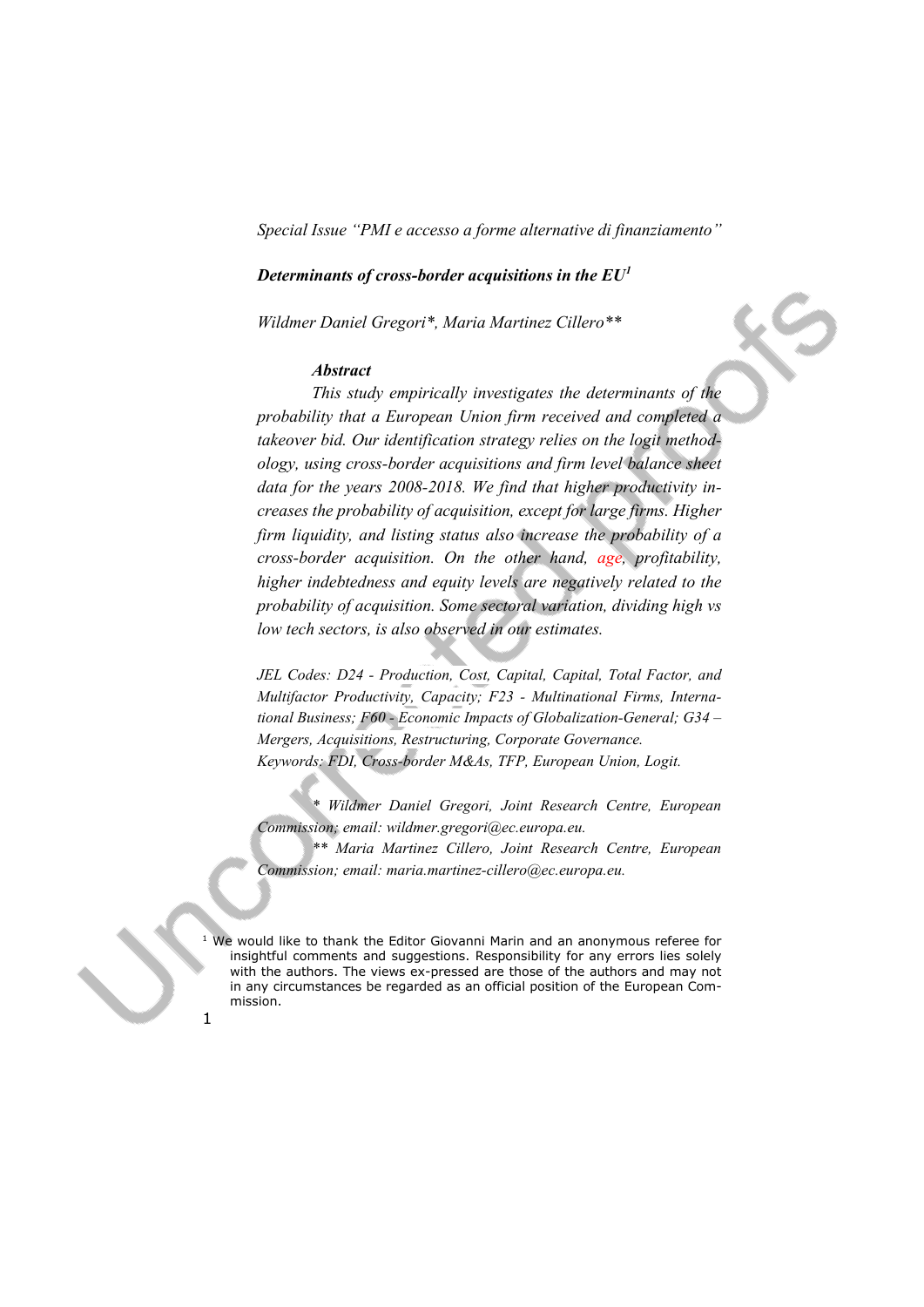*Special Issue "PMI e accesso a forme alternative di finanziamento"*

# *Determinants of cross-border acquisitions in the EU*[1]

*Wildmer Daniel Gregori\*, Maria Martinez Cillero\*\**

### *Abstract*

*This study empirically investigates the determinants of the probability that a European Union firm received and completed a takeover bid. Our identification strategy relies on the logit methodology, using cross-border acquisitions and firm level balance sheet data for the years 2008-2018. We find that higher productivity increases the probability of acquisition, except for large firms. Higher firm liquidity, and listing status also increase the probability of a cross-border acquisition. On the other hand, age, profitability, higher indebtedness and equity levels are negatively related to the probability of acquisition. Some sectoral variation, dividing high vs low tech sectors, is also observed in our estimates.*

*JEL Codes: D24 - Production, Cost, Capital, Capital, Total Factor, and Multifactor Productivity, Capacity; F23 - Multinational Firms, International Business; F60 - Economic Impacts of Globalization-General; G34 – Mergers, Acquisitions, Restructuring, Corporate Governance.*
*Keywords: FDI, Cross-border M&As, TFP, European Union, Logit.*

*\* Wildmer Daniel Gregori, Joint Research Centre, European Commission; email: wildmer.gregori@ec.europa.eu.*
*\*\* Maria Martinez Cillero, Joint Research Centre, European Commission; email: maria.martinez-cillero@ec.europa.eu.*

[1] We would like to thank the Editor Giovanni Marin and an anonymous referee for insightful comments and suggestions. Responsibility for any errors lies solely with the authors. The views ex-pressed are those of the authors and may not in any circumstances be regarded as an official position of the European Commission.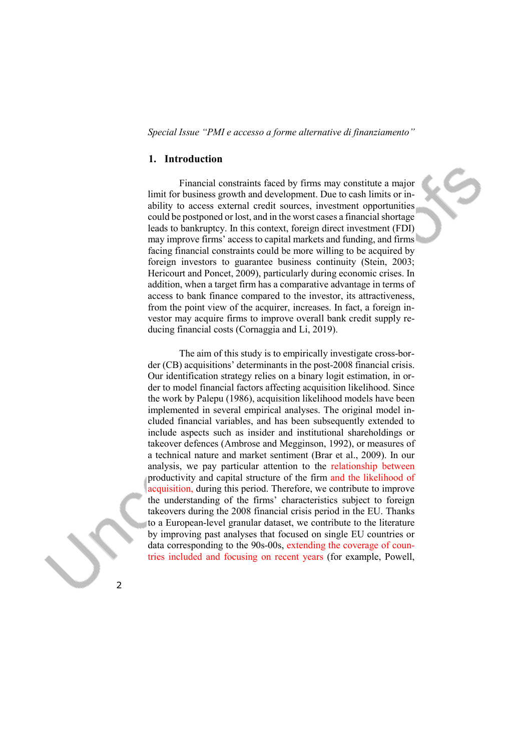## 1. Introduction

Financial constraints faced by firms may constitute a major limit for business growth and development. Due to cash limits or inability to access external credit sources, investment opportunities could be postponed or lost, and in the worst cases a financial shortage leads to bankruptcy. In this context, foreign direct investment (FDI) may improve firms' access to capital markets and funding, and firms facing financial constraints could be more willing to be acquired by foreign investors to guarantee business continuity (Stein, 2003; Hericourt and Poncet, 2009), particularly during economic crises. In addition, when a target firm has a comparative advantage in terms of access to bank finance compared to the investor, its attractiveness, from the point view of the acquirer, increases. In fact, a foreign investor may acquire firms to improve overall bank credit supply reducing financial costs (Cornaggia and Li, 2019).

The aim of this study is to empirically investigate cross-border (CB) acquisitions' determinants in the post-2008 financial crisis. Our identification strategy relies on a binary logit estimation, in order to model financial factors affecting acquisition likelihood. Since the work by Palepu (1986), acquisition likelihood models have been implemented in several empirical analyses. The original model included financial variables, and has been subsequently extended to include aspects such as insider and institutional shareholdings or takeover defences (Ambrose and Megginson, 1992), or measures of a technical nature and market sentiment (Brar et al., 2009). In our analysis, we pay particular attention to the relationship between productivity and capital structure of the firm and the likelihood of acquisition, during this period. Therefore, we contribute to improve the understanding of the firms' characteristics subject to foreign takeovers during the 2008 financial crisis period in the EU. Thanks to a European-level granular dataset, we contribute to the literature by improving past analyses that focused on single EU countries or data corresponding to the 90s-00s, extending the coverage of countries included and focusing on recent years (for example, Powell,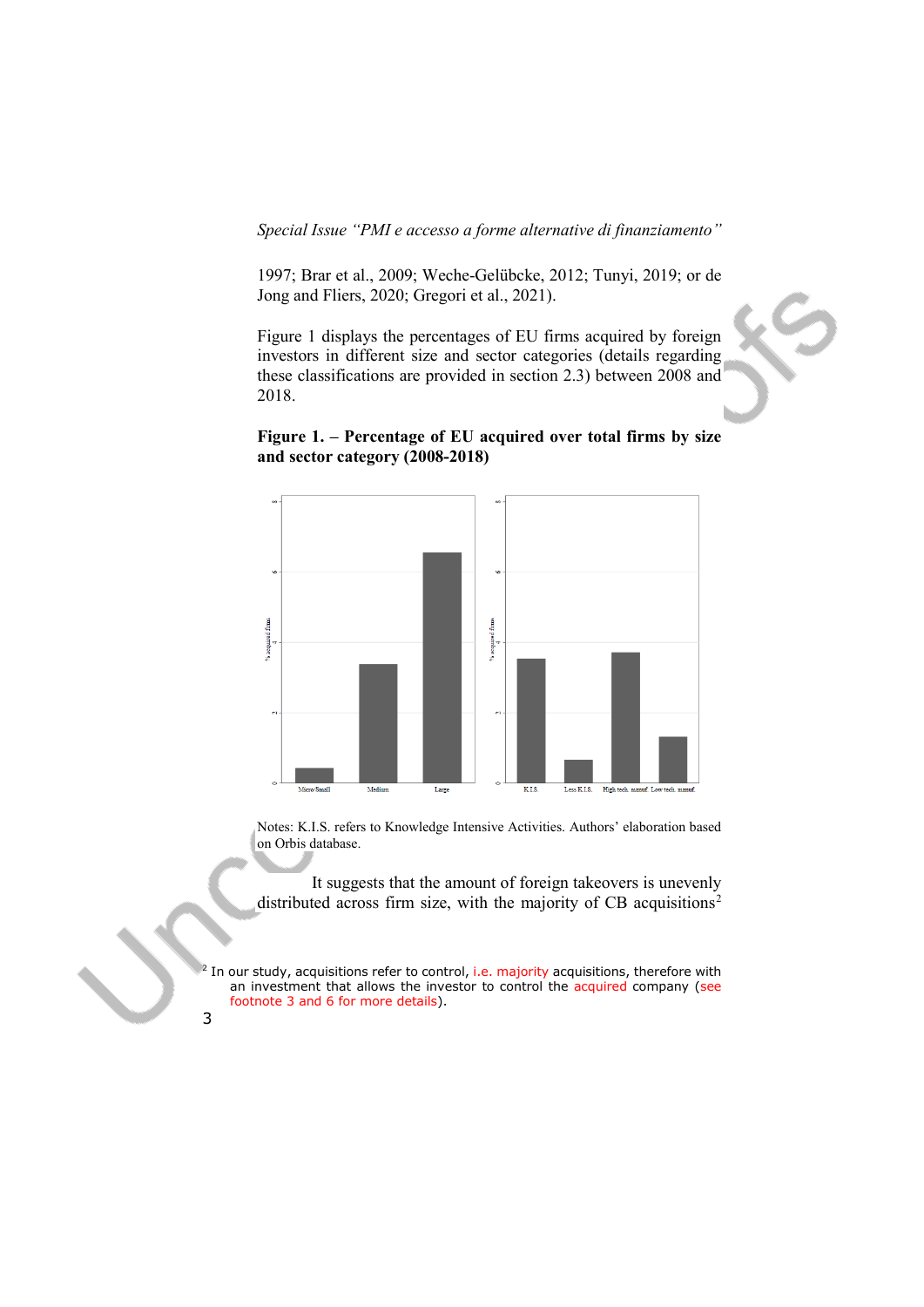1997; Brar et al., 2009; Weche-Gelübcke, 2012; Tunyi, 2019; or de Jong and Fliers, 2020; Gregori et al., 2021).

Figure 1 displays the percentages of EU firms acquired by foreign investors in different size and sector categories (details regarding these classifications are provided in section 2.3) between 2008 and 2018.

**Figure 1. – Percentage of EU acquired over total firms by size and sector category (2008-2018)**

Notes: K.I.S. refers to Knowledge Intensive Activities. Authors' elaboration based on Orbis database.

It suggests that the amount of foreign takeovers is unevenly distributed across firm size, with the majority of CB acquisitions[2]

[2] In our study, acquisitions refer to control, i.e. majority acquisitions, therefore with an investment that allows the investor to control the acquired company (see footnote 3 and 6 for more details).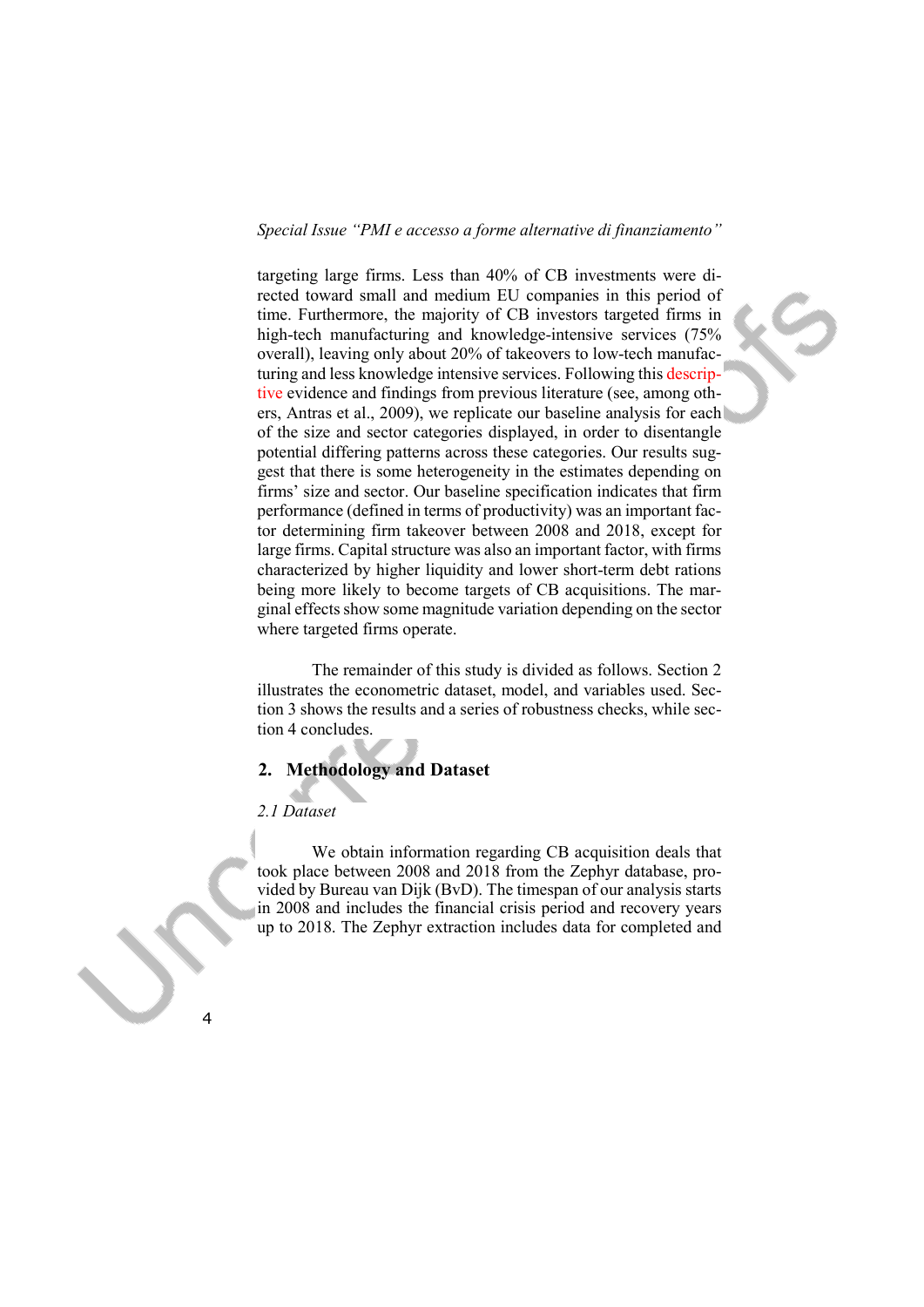targeting large firms. Less than 40% of CB investments were directed toward small and medium EU companies in this period of time. Furthermore, the majority of CB investors targeted firms in high-tech manufacturing and knowledge-intensive services (75% overall), leaving only about 20% of takeovers to low-tech manufacturing and less knowledge intensive services. Following this descriptive evidence and findings from previous literature (see, among others, Antras et al., 2009), we replicate our baseline analysis for each of the size and sector categories displayed, in order to disentangle potential differing patterns across these categories. Our results suggest that there is some heterogeneity in the estimates depending on firms' size and sector. Our baseline specification indicates that firm performance (defined in terms of productivity) was an important factor determining firm takeover between 2008 and 2018, except for large firms. Capital structure was also an important factor, with firms characterized by higher liquidity and lower short-term debt rations being more likely to become targets of CB acquisitions. The marginal effects show some magnitude variation depending on the sector where targeted firms operate.

The remainder of this study is divided as follows. Section 2 illustrates the econometric dataset, model, and variables used. Section 3 shows the results and a series of robustness checks, while section 4 concludes.

## 2. Methodology and Dataset

### *2.1 Dataset*

We obtain information regarding CB acquisition deals that took place between 2008 and 2018 from the Zephyr database, provided by Bureau van Dijk (BvD). The timespan of our analysis starts in 2008 and includes the financial crisis period and recovery years up to 2018. The Zephyr extraction includes data for completed and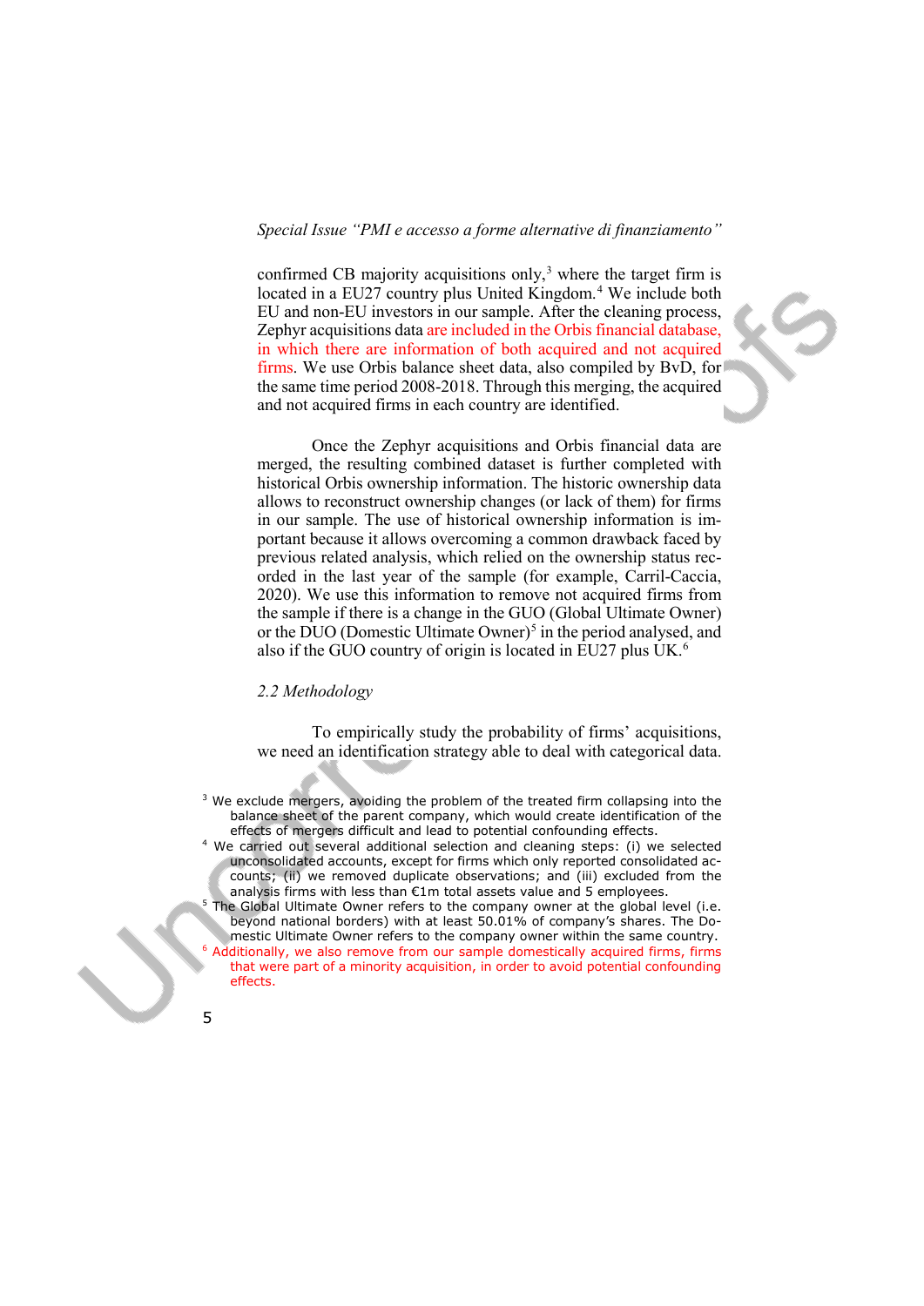confirmed CB majority acquisitions only,[3] where the target firm is located in a EU27 country plus United Kingdom.[4] We include both EU and non-EU investors in our sample. After the cleaning process, Zephyr acquisitions data are included in the Orbis financial database, in which there are information of both acquired and not acquired firms. We use Orbis balance sheet data, also compiled by BvD, for the same time period 2008-2018. Through this merging, the acquired and not acquired firms in each country are identified.

Once the Zephyr acquisitions and Orbis financial data are merged, the resulting combined dataset is further completed with historical Orbis ownership information. The historic ownership data allows to reconstruct ownership changes (or lack of them) for firms in our sample. The use of historical ownership information is important because it allows overcoming a common drawback faced by previous related analysis, which relied on the ownership status recorded in the last year of the sample (for example, Carril-Caccia, 2020). We use this information to remove not acquired firms from the sample if there is a change in the GUO (Global Ultimate Owner) or the DUO (Domestic Ultimate Owner)[5] in the period analysed, and also if the GUO country of origin is located in EU27 plus UK.[6]

### *2.2 Methodology*

To empirically study the probability of firms' acquisitions, we need an identification strategy able to deal with categorical data.

---

[3] We exclude mergers, avoiding the problem of the treated firm collapsing into the balance sheet of the parent company, which would create identification of the effects of mergers difficult and lead to potential confounding effects.

[4] We carried out several additional selection and cleaning steps: (i) we selected unconsolidated accounts, except for firms which only reported consolidated accounts; (ii) we removed duplicate observations; and (iii) excluded from the analysis firms with less than €1m total assets value and 5 employees.

[5] The Global Ultimate Owner refers to the company owner at the global level (i.e. beyond national borders) with at least 50.01% of company's shares. The Domestic Ultimate Owner refers to the company owner within the same country.

[6] Additionally, we also remove from our sample domestically acquired firms, firms that were part of a minority acquisition, in order to avoid potential confounding effects.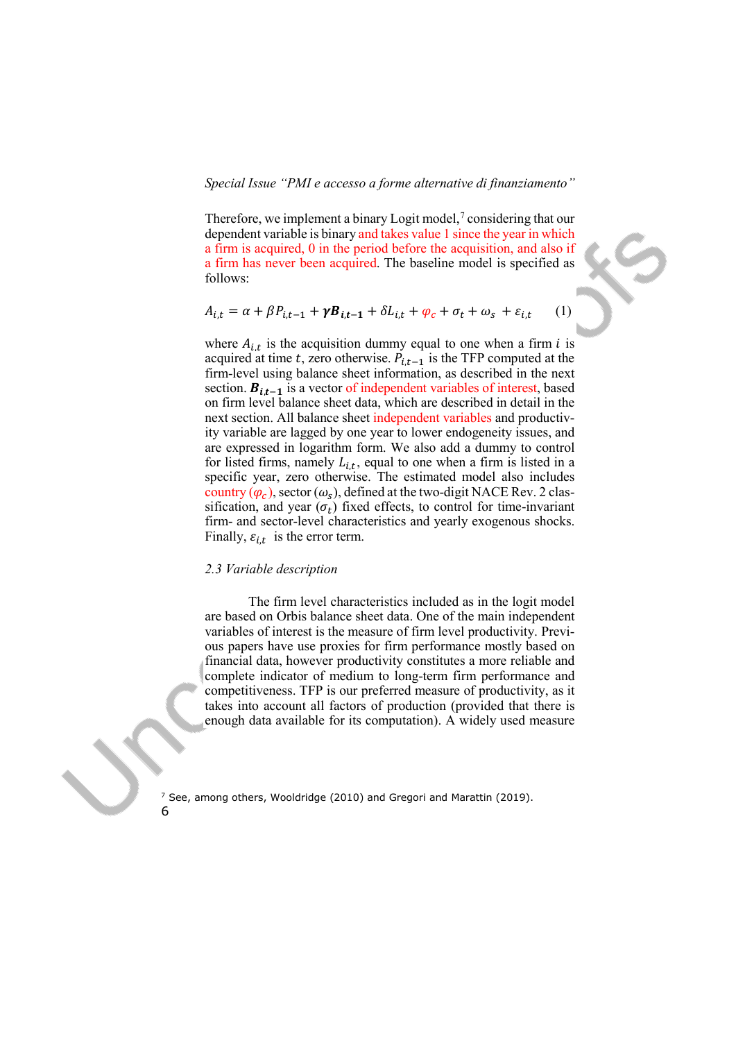Therefore, we implement a binary Logit model,[7] considering that our dependent variable is binary and takes value 1 since the year in which a firm is acquired, 0 in the period before the acquisition, and also if a firm has never been acquired. The baseline model is specified as follows:

$$A_{i,t} = \alpha + \beta P_{i,t-1} + \boldsymbol{\gamma} \boldsymbol{B}_{\boldsymbol{i,t-1}} + \delta L_{i,t} + \varphi_c + \sigma_t + \omega_s + \varepsilon_{i,t} \qquad (1)$$

where $A_{i,t}$ is the acquisition dummy equal to one when a firm $i$ is acquired at time $t$, zero otherwise. $P_{i,t-1}$ is the TFP computed at the firm-level using balance sheet information, as described in the next section. $\boldsymbol{B}_{\boldsymbol{i,t-1}}$ is a vector of independent variables of interest, based on firm level balance sheet data, which are described in detail in the next section. All balance sheet independent variables and productivity variable are lagged by one year to lower endogeneity issues, and are expressed in logarithm form. We also add a dummy to control for listed firms, namely $L_{i,t}$, equal to one when a firm is listed in a specific year, zero otherwise. The estimated model also includes country ($\varphi_c$), sector ($\omega_s$), defined at the two-digit NACE Rev. 2 classification, and year ($\sigma_t$) fixed effects, to control for time-invariant firm- and sector-level characteristics and yearly exogenous shocks. Finally, $\varepsilon_{i,t}$ is the error term.

### 2.3 Variable description

The firm level characteristics included as in the logit model are based on Orbis balance sheet data. One of the main independent variables of interest is the measure of firm level productivity. Previous papers have use proxies for firm performance mostly based on financial data, however productivity constitutes a more reliable and complete indicator of medium to long-term firm performance and competitiveness. TFP is our preferred measure of productivity, as it takes into account all factors of production (provided that there is enough data available for its computation). A widely used measure

[7] See, among others, Wooldridge (2010) and Gregori and Marattin (2019).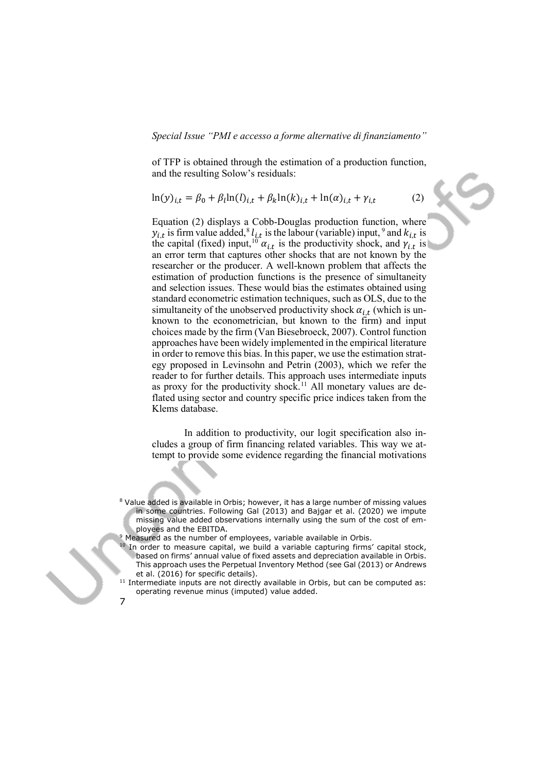of TFP is obtained through the estimation of a production function, and the resulting Solow's residuals:

$$\ln(y)_{i,t} = \beta_0 + \beta_l \ln(l)_{i,t} + \beta_k \ln(k)_{i,t} + \ln(\alpha)_{i,t} + \gamma_{i,t} \qquad (2)$$

Equation (2) displays a Cobb-Douglas production function, where $y_{i,t}$ is firm value added,[8] $l_{i,t}$ is the labour (variable) input,[9] and $k_{i,t}$ is the capital (fixed) input,[10] $\alpha_{i,t}$ is the productivity shock, and $\gamma_{i,t}$ is an error term that captures other shocks that are not known by the researcher or the producer. A well-known problem that affects the estimation of production functions is the presence of simultaneity and selection issues. These would bias the estimates obtained using standard econometric estimation techniques, such as OLS, due to the simultaneity of the unobserved productivity shock $\alpha_{i,t}$ (which is unknown to the econometrician, but known to the firm) and input choices made by the firm (Van Biesebroeck, 2007). Control function approaches have been widely implemented in the empirical literature in order to remove this bias. In this paper, we use the estimation strategy proposed in Levinsohn and Petrin (2003), which we refer the reader to for further details. This approach uses intermediate inputs as proxy for the productivity shock.[11] All monetary values are deflated using sector and country specific price indices taken from the Klems database.

In addition to productivity, our logit specification also includes a group of firm financing related variables. This way we attempt to provide some evidence regarding the financial motivations

[8] Value added is available in Orbis; however, it has a large number of missing values in some countries. Following Gal (2013) and Bajgar et al. (2020) we impute missing value added observations internally using the sum of the cost of employees and the EBITDA.

[9] Measured as the number of employees, variable available in Orbis.

[10] In order to measure capital, we build a variable capturing firms' capital stock, based on firms' annual value of fixed assets and depreciation available in Orbis. This approach uses the Perpetual Inventory Method (see Gal (2013) or Andrews et al. (2016) for specific details).

[11] Intermediate inputs are not directly available in Orbis, but can be computed as: operating revenue minus (imputed) value added.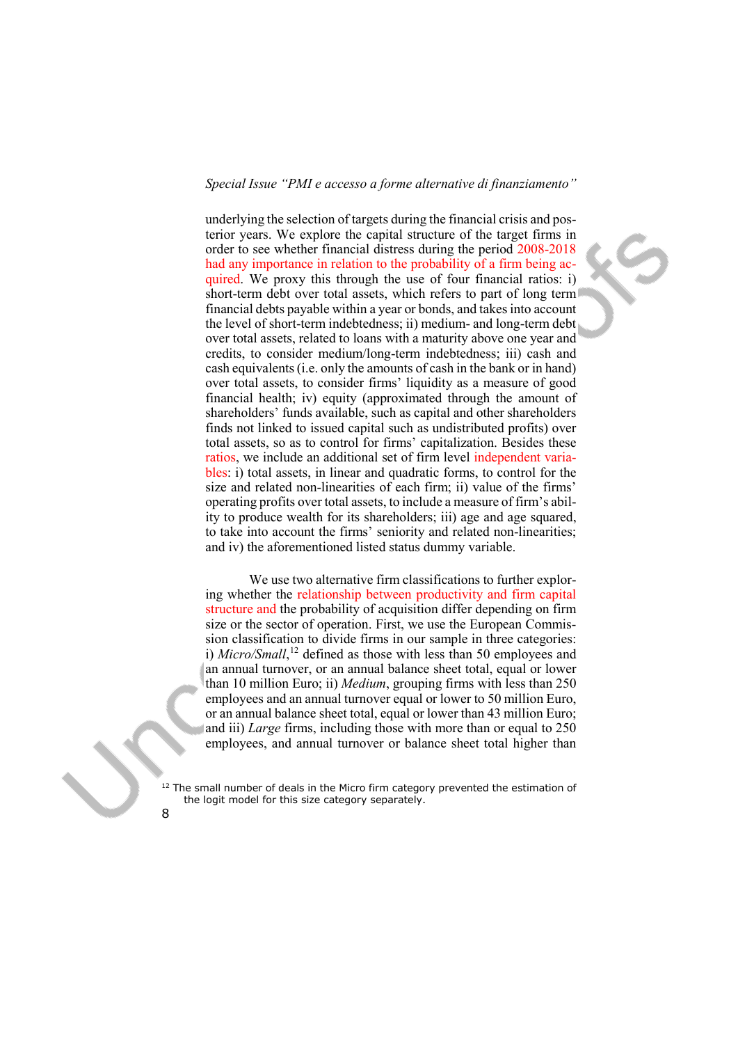underlying the selection of targets during the financial crisis and posterior years. We explore the capital structure of the target firms in order to see whether financial distress during the period 2008-2018 had any importance in relation to the probability of a firm being acquired. We proxy this through the use of four financial ratios: i) short-term debt over total assets, which refers to part of long term financial debts payable within a year or bonds, and takes into account the level of short-term indebtedness; ii) medium- and long-term debt over total assets, related to loans with a maturity above one year and credits, to consider medium/long-term indebtedness; iii) cash and cash equivalents (i.e. only the amounts of cash in the bank or in hand) over total assets, to consider firms' liquidity as a measure of good financial health; iv) equity (approximated through the amount of shareholders' funds available, such as capital and other shareholders finds not linked to issued capital such as undistributed profits) over total assets, so as to control for firms' capitalization. Besides these ratios, we include an additional set of firm level independent variables: i) total assets, in linear and quadratic forms, to control for the size and related non-linearities of each firm; ii) value of the firms' operating profits over total assets, to include a measure of firm's ability to produce wealth for its shareholders; iii) age and age squared, to take into account the firms' seniority and related non-linearities; and iv) the aforementioned listed status dummy variable.

We use two alternative firm classifications to further exploring whether the relationship between productivity and firm capital structure and the probability of acquisition differ depending on firm size or the sector of operation. First, we use the European Commission classification to divide firms in our sample in three categories: i) *Micro/Small*,[12] defined as those with less than 50 employees and an annual turnover, or an annual balance sheet total, equal or lower than 10 million Euro; ii) *Medium*, grouping firms with less than 250 employees and an annual turnover equal or lower to 50 million Euro, or an annual balance sheet total, equal or lower than 43 million Euro; and iii) *Large* firms, including those with more than or equal to 250 employees, and annual turnover or balance sheet total higher than

[12] The small number of deals in the Micro firm category prevented the estimation of the logit model for this size category separately.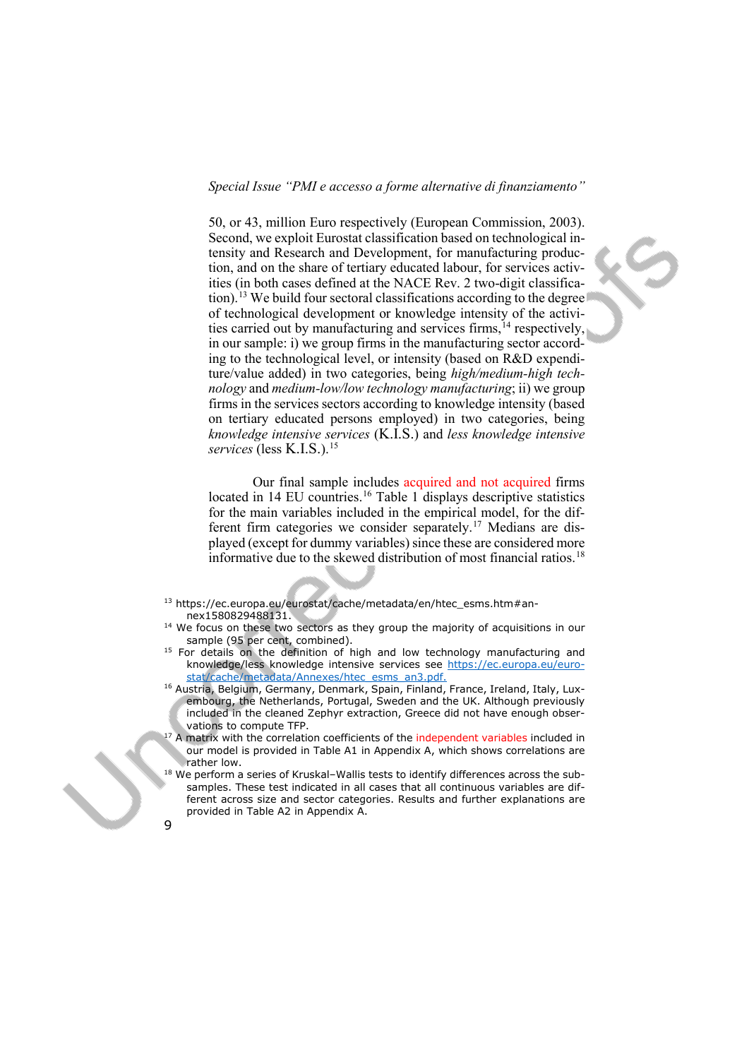50, or 43, million Euro respectively (European Commission, 2003). Second, we exploit Eurostat classification based on technological intensity and Research and Development, for manufacturing production, and on the share of tertiary educated labour, for services activities (in both cases defined at the NACE Rev. 2 two-digit classification).[13] We build four sectoral classifications according to the degree of technological development or knowledge intensity of the activities carried out by manufacturing and services firms,[14] respectively, in our sample: i) we group firms in the manufacturing sector according to the technological level, or intensity (based on R&D expenditure/value added) in two categories, being *high/medium-high technology* and *medium-low/low technology manufacturing*; ii) we group firms in the services sectors according to knowledge intensity (based on tertiary educated persons employed) in two categories, being *knowledge intensive services* (K.I.S.) and *less knowledge intensive services* (less K.I.S.).[15]

Our final sample includes acquired and not acquired firms located in 14 EU countries.[16] Table 1 displays descriptive statistics for the main variables included in the empirical model, for the different firm categories we consider separately.[17] Medians are displayed (except for dummy variables) since these are considered more informative due to the skewed distribution of most financial ratios.[18]

---

[13] https://ec.europa.eu/eurostat/cache/metadata/en/htec_esms.htm#annex1580829488131.

[14] We focus on these two sectors as they group the majority of acquisitions in our sample (95 per cent, combined).

[15] For details on the definition of high and low technology manufacturing and knowledge/less knowledge intensive services see https://ec.europa.eu/eurostat/cache/metadata/Annexes/htec_esms_an3.pdf.

[16] Austria, Belgium, Germany, Denmark, Spain, Finland, France, Ireland, Italy, Luxembourg, the Netherlands, Portugal, Sweden and the UK. Although previously included in the cleaned Zephyr extraction, Greece did not have enough observations to compute TFP.

[17] A matrix with the correlation coefficients of the independent variables included in our model is provided in Table A1 in Appendix A, which shows correlations are rather low.

[18] We perform a series of Kruskal–Wallis tests to identify differences across the subsamples. These test indicated in all cases that all continuous variables are different across size and sector categories. Results and further explanations are provided in Table A2 in Appendix A.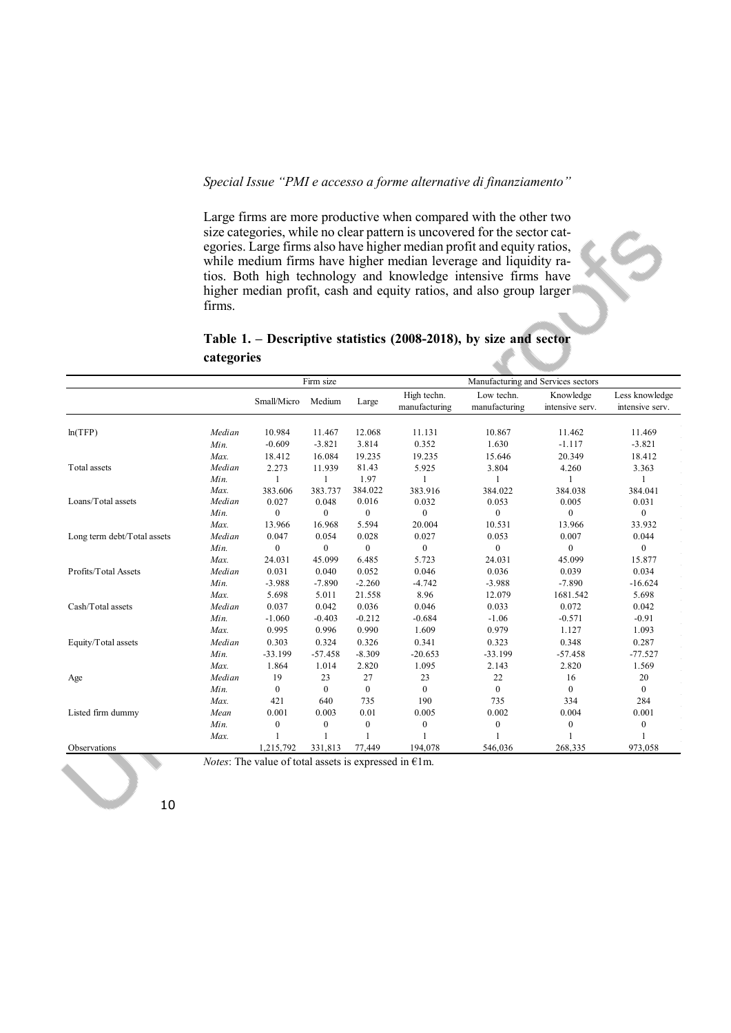Large firms are more productive when compared with the other two size categories, while no clear pattern is uncovered for the sector categories. Large firms also have higher median profit and equity ratios, while medium firms have higher median leverage and liquidity ratios. Both high technology and knowledge intensive firms have higher median profit, cash and equity ratios, and also group larger firms.

**Table 1. – Descriptive statistics (2008-2018), by size and sector categories**

| | | Firm size | | | Manufacturing and Services sectors | | | |
|---|---|---|---|---|---|---|---|---|
| | | Small/Micro | Medium | Large | High techn. manufacturing | Low techn. manufacturing | Knowledge intensive serv. | Less knowledge intensive serv. |
| ln(TFP) | *Median* | 10.984 | 11.467 | 12.068 | 11.131 | 10.867 | 11.462 | 11.469 |
| | *Min.* | -0.609 | -3.821 | 3.814 | 0.352 | 1.630 | -1.117 | -3.821 |
| | *Max.* | 18.412 | 16.084 | 19.235 | 19.235 | 15.646 | 20.349 | 18.412 |
| Total assets | *Median* | 2.273 | 11.939 | 81.43 | 5.925 | 3.804 | 4.260 | 3.363 |
| | *Min.* | 1 | 1 | 1.97 | 1 | 1 | 1 | 1 |
| | *Max.* | 383.606 | 383.737 | 384.022 | 383.916 | 384.022 | 384.038 | 384.041 |
| Loans/Total assets | *Median* | 0.027 | 0.048 | 0.016 | 0.032 | 0.053 | 0.005 | 0.031 |
| | *Min.* | 0 | 0 | 0 | 0 | 0 | 0 | 0 |
| | *Max.* | 13.966 | 16.968 | 5.594 | 20.004 | 10.531 | 13.966 | 33.932 |
| Long term debt/Total assets | *Median* | 0.047 | 0.054 | 0.028 | 0.027 | 0.053 | 0.007 | 0.044 |
| | *Min.* | 0 | 0 | 0 | 0 | 0 | 0 | 0 |
| | *Max.* | 24.031 | 45.099 | 6.485 | 5.723 | 24.031 | 45.099 | 15.877 |
| Profits/Total Assets | *Median* | 0.031 | 0.040 | 0.052 | 0.046 | 0.036 | 0.039 | 0.034 |
| | *Min.* | -3.988 | -7.890 | -2.260 | -4.742 | -3.988 | -7.890 | -16.624 |
| | *Max.* | 5.698 | 5.011 | 21.558 | 8.96 | 12.079 | 1681.542 | 5.698 |
| Cash/Total assets | *Median* | 0.037 | 0.042 | 0.036 | 0.046 | 0.033 | 0.072 | 0.042 |
| | *Min.* | -1.060 | -0.403 | -0.212 | -0.684 | -1.06 | -0.571 | -0.91 |
| | *Max.* | 0.995 | 0.996 | 0.990 | 1.609 | 0.979 | 1.127 | 1.093 |
| Equity/Total assets | *Median* | 0.303 | 0.324 | 0.326 | 0.341 | 0.323 | 0.348 | 0.287 |
| | *Min.* | -33.199 | -57.458 | -8.309 | -20.653 | -33.199 | -57.458 | -77.527 |
| | *Max.* | 1.864 | 1.014 | 2.820 | 1.095 | 2.143 | 2.820 | 1.569 |
| Age | *Median* | 19 | 23 | 27 | 23 | 22 | 16 | 20 |
| | *Min.* | 0 | 0 | 0 | 0 | 0 | 0 | 0 |
| | *Max.* | 421 | 640 | 735 | 190 | 735 | 334 | 284 |
| Listed firm dummy | *Mean* | 0.001 | 0.003 | 0.01 | 0.005 | 0.002 | 0.004 | 0.001 |
| | *Min.* | 0 | 0 | 0 | 0 | 0 | 0 | 0 |
| | *Max.* | 1 | 1 | 1 | 1 | 1 | 1 | 1 |
| Observations | | 1,215,792 | 331,813 | 77,449 | 194,078 | 546,036 | 268,335 | 973,058 |

*Notes*: The value of total assets is expressed in €1m.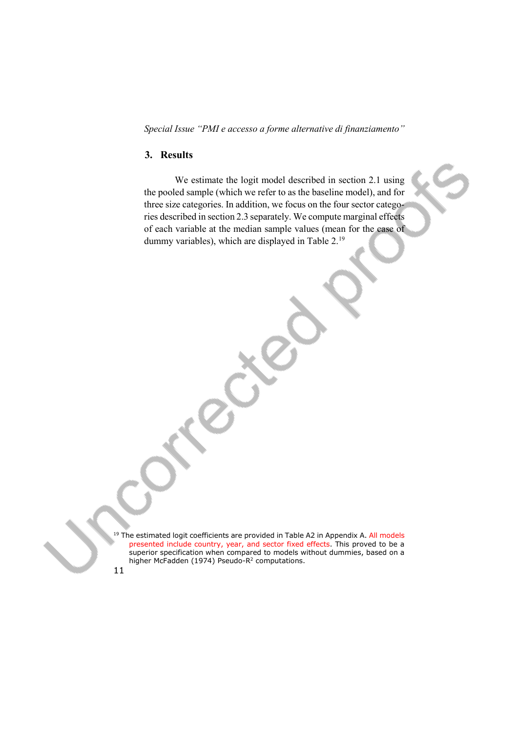## 3. Results

We estimate the logit model described in section 2.1 using the pooled sample (which we refer to as the baseline model), and for three size categories. In addition, we focus on the four sector categories described in section 2.3 separately. We compute marginal effects of each variable at the median sample values (mean for the case of dummy variables), which are displayed in Table 2.[19]

[19] The estimated logit coefficients are provided in Table A2 in Appendix A. All models presented include country, year, and sector fixed effects. This proved to be a superior specification when compared to models without dummies, based on a higher McFadden (1974) Pseudo-$R^2$ computations.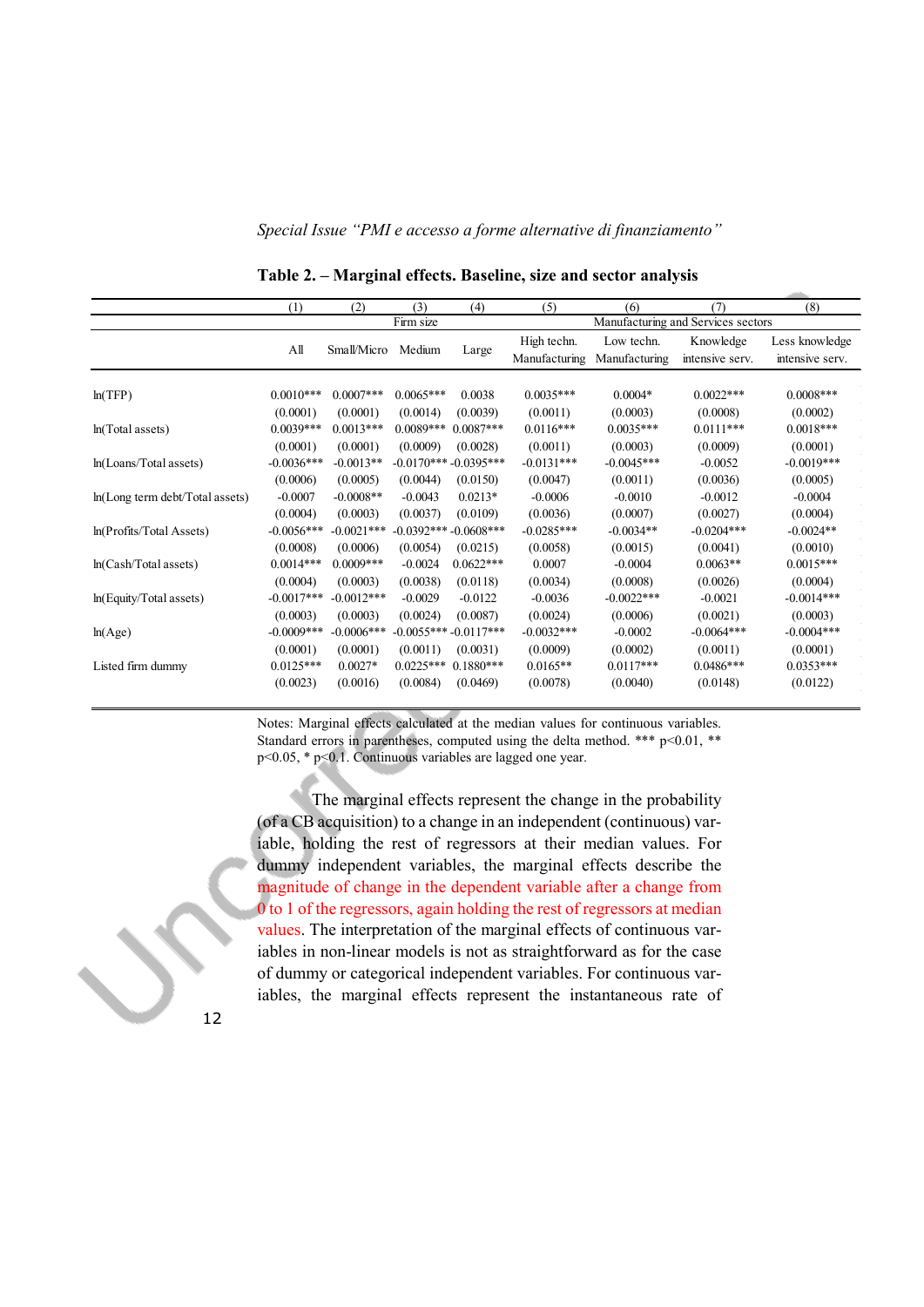**Table 2. – Marginal effects. Baseline, size and sector analysis**

| | (1) | (2) | (3) | (4) | (5) | (6) | (7) | (8) |
|---|---|---|---|---|---|---|---|---|
| | | Firm size | | | Manufacturing and Services sectors | | | |
| | All | Small/Micro | Medium | Large | High techn. Manufacturing | Low techn. Manufacturing | Knowledge intensive serv. | Less knowledge intensive serv. |
| ln(TFP) | 0.0010*** | 0.0007*** | 0.0065*** | 0.0038 | 0.0035*** | 0.0004* | 0.0022*** | 0.0008*** |
| | (0.0001) | (0.0001) | (0.0014) | (0.0039) | (0.0011) | (0.0003) | (0.0008) | (0.0002) |
| ln(Total assets) | 0.0039*** | 0.0013*** | 0.0089*** | 0.0087*** | 0.0116*** | 0.0035*** | 0.0111*** | 0.0018*** |
| | (0.0001) | (0.0001) | (0.0009) | (0.0028) | (0.0011) | (0.0003) | (0.0009) | (0.0001) |
| ln(Loans/Total assets) | -0.0036*** | -0.0013** | -0.0170*** | -0.0395*** | -0.0131*** | -0.0045*** | -0.0052 | -0.0019*** |
| | (0.0006) | (0.0005) | (0.0044) | (0.0150) | (0.0047) | (0.0011) | (0.0036) | (0.0005) |
| ln(Long term debt/Total assets) | -0.0007 | -0.0008** | -0.0043 | 0.0213* | -0.0006 | -0.0010 | -0.0012 | -0.0004 |
| | (0.0004) | (0.0003) | (0.0037) | (0.0109) | (0.0036) | (0.0007) | (0.0027) | (0.0004) |
| ln(Profits/Total Assets) | -0.0056*** | -0.0021*** | -0.0392*** | -0.0608*** | -0.0285*** | -0.0034** | -0.0204*** | -0.0024** |
| | (0.0008) | (0.0006) | (0.0054) | (0.0215) | (0.0058) | (0.0015) | (0.0041) | (0.0010) |
| ln(Cash/Total assets) | 0.0014*** | 0.0009*** | -0.0024 | 0.0622*** | 0.0007 | -0.0004 | 0.0063** | 0.0015*** |
| | (0.0004) | (0.0003) | (0.0038) | (0.0118) | (0.0034) | (0.0008) | (0.0026) | (0.0004) |
| ln(Equity/Total assets) | -0.0017*** | -0.0012*** | -0.0029 | -0.0122 | -0.0036 | -0.0022*** | -0.0021 | -0.0014*** |
| | (0.0003) | (0.0003) | (0.0024) | (0.0087) | (0.0024) | (0.0006) | (0.0021) | (0.0003) |
| ln(Age) | -0.0009*** | -0.0006*** | -0.0055*** | -0.0117*** | -0.0032*** | -0.0002 | -0.0064*** | -0.0004*** |
| | (0.0001) | (0.0001) | (0.0011) | (0.0031) | (0.0009) | (0.0002) | (0.0011) | (0.0001) |
| Listed firm dummy | 0.0125*** | 0.0027* | 0.0225*** | 0.1880*** | 0.0165** | 0.0117*** | 0.0486*** | 0.0353*** |
| | (0.0023) | (0.0016) | (0.0084) | (0.0469) | (0.0078) | (0.0040) | (0.0148) | (0.0122) |

Notes: Marginal effects calculated at the median values for continuous variables. Standard errors in parentheses, computed using the delta method. *** p<0.01, ** p<0.05, * p<0.1. Continuous variables are lagged one year.

The marginal effects represent the change in the probability (of a CB acquisition) to a change in an independent (continuous) variable, holding the rest of regressors at their median values. For dummy independent variables, the marginal effects describe the magnitude of change in the dependent variable after a change from 0 to 1 of the regressors, again holding the rest of regressors at median values. The interpretation of the marginal effects of continuous variables in non-linear models is not as straightforward as for the case of dummy or categorical independent variables. For continuous variables, the marginal effects represent the instantaneous rate of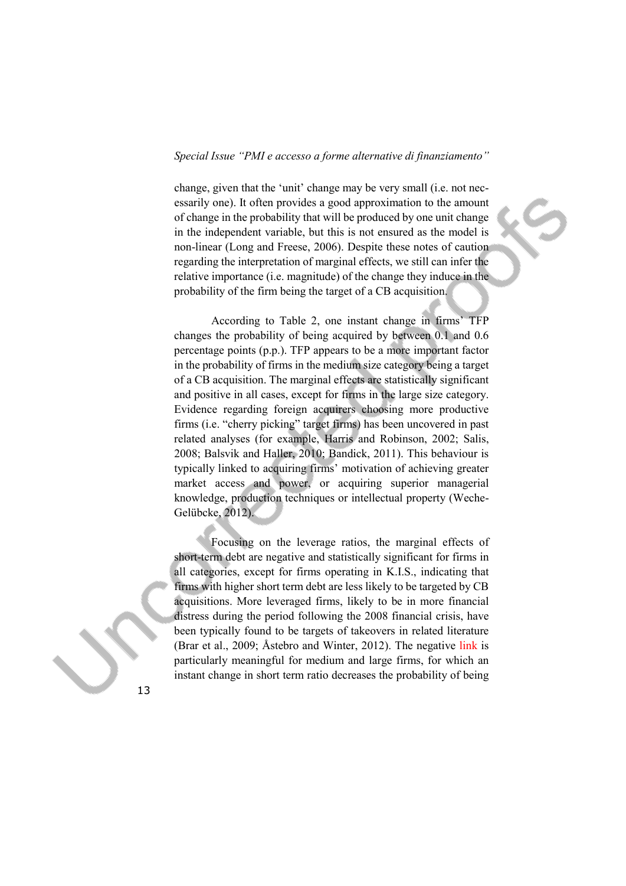change, given that the 'unit' change may be very small (i.e. not necessarily one). It often provides a good approximation to the amount of change in the probability that will be produced by one unit change in the independent variable, but this is not ensured as the model is non-linear (Long and Freese, 2006). Despite these notes of caution regarding the interpretation of marginal effects, we still can infer the relative importance (i.e. magnitude) of the change they induce in the probability of the firm being the target of a CB acquisition.

According to Table 2, one instant change in firms' TFP changes the probability of being acquired by between 0.1 and 0.6 percentage points (p.p.). TFP appears to be a more important factor in the probability of firms in the medium size category being a target of a CB acquisition. The marginal effects are statistically significant and positive in all cases, except for firms in the large size category. Evidence regarding foreign acquirers choosing more productive firms (i.e. "cherry picking" target firms) has been uncovered in past related analyses (for example, Harris and Robinson, 2002; Salis, 2008; Balsvik and Haller, 2010; Bandick, 2011). This behaviour is typically linked to acquiring firms' motivation of achieving greater market access and power, or acquiring superior managerial knowledge, production techniques or intellectual property (Weche-Gelübcke, 2012).

Focusing on the leverage ratios, the marginal effects of short-term debt are negative and statistically significant for firms in all categories, except for firms operating in K.I.S., indicating that firms with higher short term debt are less likely to be targeted by CB acquisitions. More leveraged firms, likely to be in more financial distress during the period following the 2008 financial crisis, have been typically found to be targets of takeovers in related literature (Brar et al., 2009; Åstebro and Winter, 2012). The negative link is particularly meaningful for medium and large firms, for which an instant change in short term ratio decreases the probability of being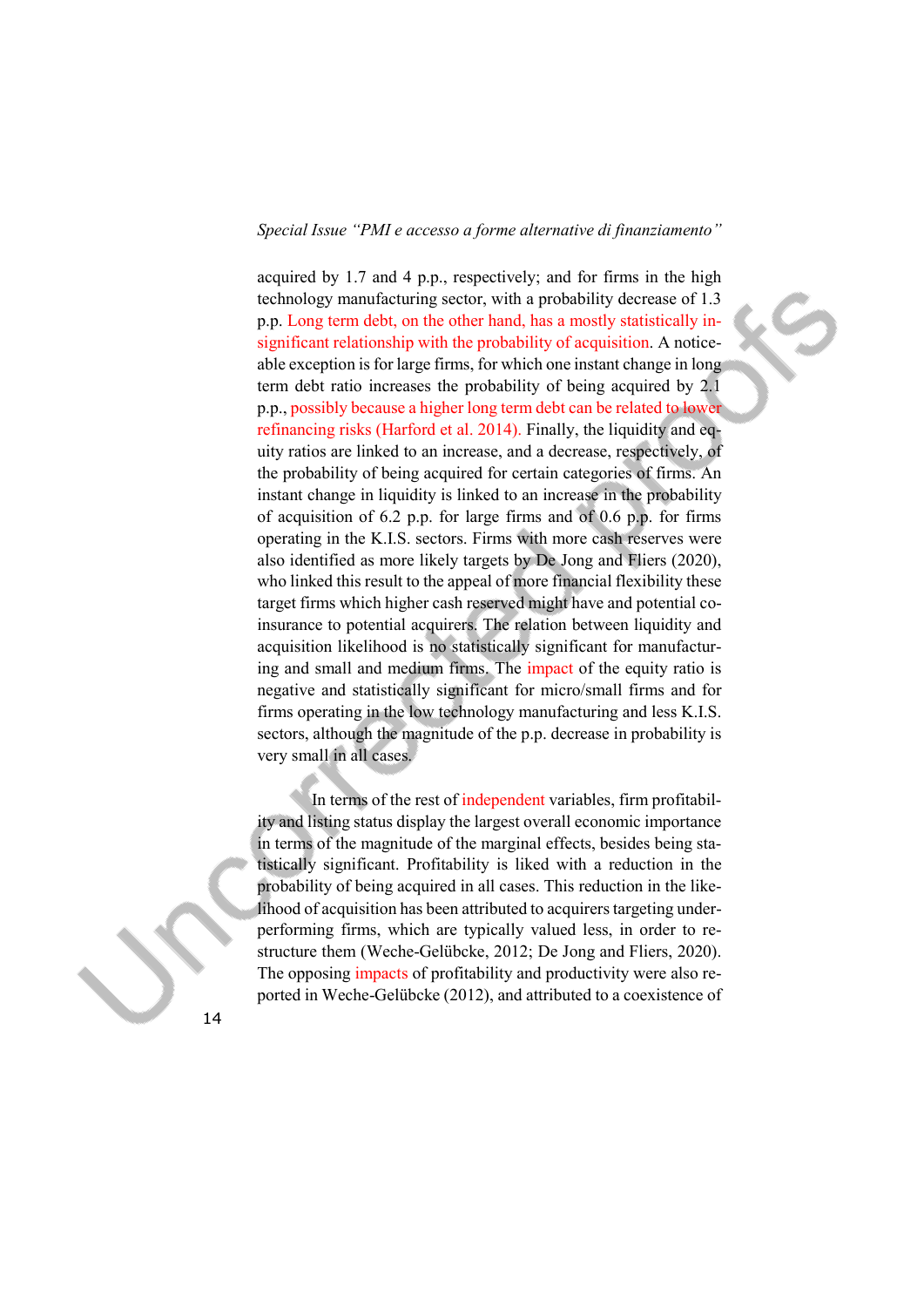acquired by 1.7 and 4 p.p., respectively; and for firms in the high technology manufacturing sector, with a probability decrease of 1.3 p.p. Long term debt, on the other hand, has a mostly statistically insignificant relationship with the probability of acquisition. A noticeable exception is for large firms, for which one instant change in long term debt ratio increases the probability of being acquired by 2.1 p.p., possibly because a higher long term debt can be related to lower refinancing risks (Harford et al. 2014). Finally, the liquidity and equity ratios are linked to an increase, and a decrease, respectively, of the probability of being acquired for certain categories of firms. An instant change in liquidity is linked to an increase in the probability of acquisition of 6.2 p.p. for large firms and of 0.6 p.p. for firms operating in the K.I.S. sectors. Firms with more cash reserves were also identified as more likely targets by De Jong and Fliers (2020), who linked this result to the appeal of more financial flexibility these target firms which higher cash reserved might have and potential coinsurance to potential acquirers. The relation between liquidity and acquisition likelihood is no statistically significant for manufacturing and small and medium firms. The impact of the equity ratio is negative and statistically significant for micro/small firms and for firms operating in the low technology manufacturing and less K.I.S. sectors, although the magnitude of the p.p. decrease in probability is very small in all cases.

In terms of the rest of independent variables, firm profitability and listing status display the largest overall economic importance in terms of the magnitude of the marginal effects, besides being statistically significant. Profitability is liked with a reduction in the probability of being acquired in all cases. This reduction in the likelihood of acquisition has been attributed to acquirers targeting underperforming firms, which are typically valued less, in order to restructure them (Weche-Gelübcke, 2012; De Jong and Fliers, 2020). The opposing impacts of profitability and productivity were also reported in Weche-Gelübcke (2012), and attributed to a coexistence of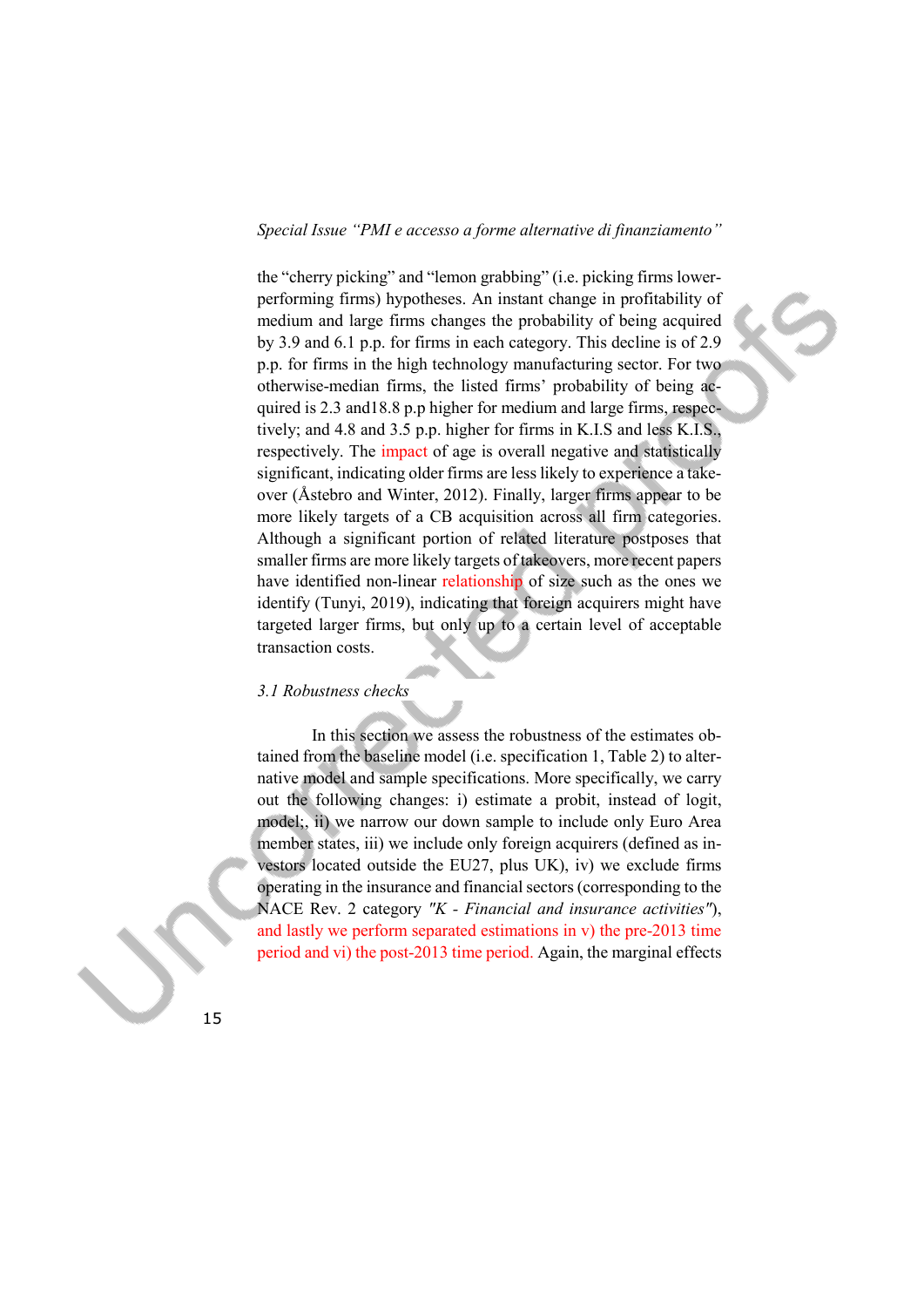the "cherry picking" and "lemon grabbing" (i.e. picking firms lower-performing firms) hypotheses. An instant change in profitability of medium and large firms changes the probability of being acquired by 3.9 and 6.1 p.p. for firms in each category. This decline is of 2.9 p.p. for firms in the high technology manufacturing sector. For two otherwise-median firms, the listed firms' probability of being acquired is 2.3 and18.8 p.p higher for medium and large firms, respectively; and 4.8 and 3.5 p.p. higher for firms in K.I.S and less K.I.S., respectively. The impact of age is overall negative and statistically significant, indicating older firms are less likely to experience a takeover (Åstebro and Winter, 2012). Finally, larger firms appear to be more likely targets of a CB acquisition across all firm categories. Although a significant portion of related literature postposes that smaller firms are more likely targets of takeovers, more recent papers have identified non-linear relationship of size such as the ones we identify (Tunyi, 2019), indicating that foreign acquirers might have targeted larger firms, but only up to a certain level of acceptable transaction costs.

### *3.1 Robustness checks*

In this section we assess the robustness of the estimates obtained from the baseline model (i.e. specification 1, Table 2) to alternative model and sample specifications. More specifically, we carry out the following changes: i) estimate a probit, instead of logit, model;, ii) we narrow our down sample to include only Euro Area member states, iii) we include only foreign acquirers (defined as investors located outside the EU27, plus UK), iv) we exclude firms operating in the insurance and financial sectors (corresponding to the NACE Rev. 2 category *"K - Financial and insurance activities"*), and lastly we perform separated estimations in v) the pre-2013 time period and vi) the post-2013 time period. Again, the marginal effects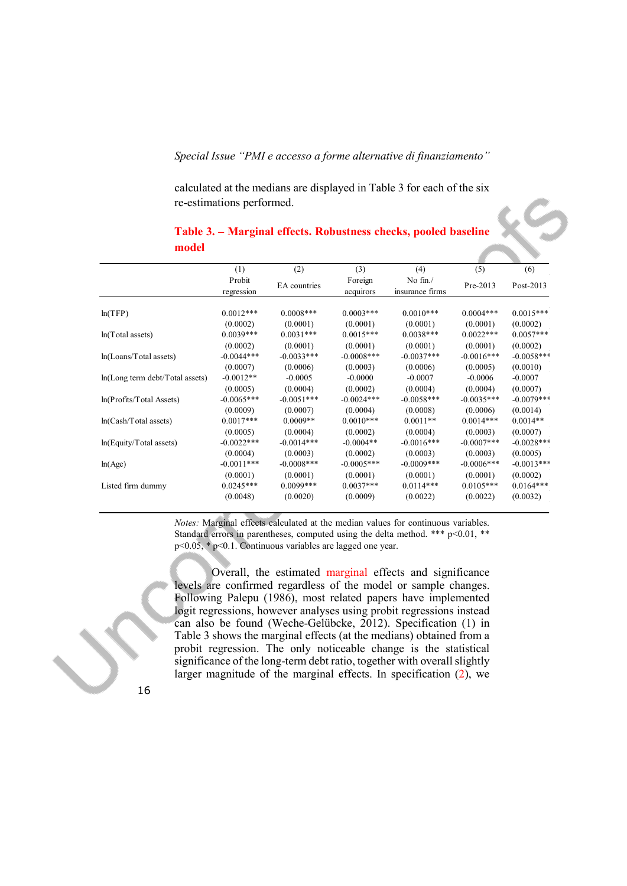calculated at the medians are displayed in Table 3 for each of the six re-estimations performed.

**Table 3. – Marginal effects. Robustness checks, pooled baseline model**

| | (1) Probit regression | (2) EA countries | (3) Foreign acquirors | (4) No fin./ insurance firms | (5) Pre-2013 | (6) Post-2013 |
|---|---|---|---|---|---|---|
| ln(TFP) | 0.0012*** | 0.0008*** | 0.0003*** | 0.0010*** | 0.0004*** | 0.0015*** |
| | (0.0002) | (0.0001) | (0.0001) | (0.0001) | (0.0001) | (0.0002) |
| ln(Total assets) | 0.0039*** | 0.0031*** | 0.0015*** | 0.0038*** | 0.0022*** | 0.0057*** |
| | (0.0002) | (0.0001) | (0.0001) | (0.0001) | (0.0001) | (0.0002) |
| ln(Loans/Total assets) | -0.0044*** | -0.0033*** | -0.0008*** | -0.0037*** | -0.0016*** | -0.0058*** |
| | (0.0007) | (0.0006) | (0.0003) | (0.0006) | (0.0005) | (0.0010) |
| ln(Long term debt/Total assets) | -0.0012** | -0.0005 | -0.0000 | -0.0007 | -0.0006 | -0.0007 |
| | (0.0005) | (0.0004) | (0.0002) | (0.0004) | (0.0004) | (0.0007) |
| ln(Profits/Total Assets) | -0.0065*** | -0.0051*** | -0.0024*** | -0.0058*** | -0.0035*** | -0.0079*** |
| | (0.0009) | (0.0007) | (0.0004) | (0.0008) | (0.0006) | (0.0014) |
| ln(Cash/Total assets) | 0.0017*** | 0.0009** | 0.0010*** | 0.0011** | 0.0014*** | 0.0014** |
| | (0.0005) | (0.0004) | (0.0002) | (0.0004) | (0.0003) | (0.0007) |
| ln(Equity/Total assets) | -0.0022*** | -0.0014*** | -0.0004** | -0.0016*** | -0.0007*** | -0.0028*** |
| | (0.0004) | (0.0003) | (0.0002) | (0.0003) | (0.0003) | (0.0005) |
| ln(Age) | -0.0011*** | -0.0008*** | -0.0005*** | -0.0009*** | -0.0006*** | -0.0013*** |
| | (0.0001) | (0.0001) | (0.0001) | (0.0001) | (0.0001) | (0.0002) |
| Listed firm dummy | 0.0245*** | 0.0099*** | 0.0037*** | 0.0114*** | 0.0105*** | 0.0164*** |
| | (0.0048) | (0.0020) | (0.0009) | (0.0022) | (0.0022) | (0.0032) |

*Notes:* Marginal effects calculated at the median values for continuous variables. Standard errors in parentheses, computed using the delta method. *** p<0.01, ** p<0.05, * p<0.1. Continuous variables are lagged one year.

Overall, the estimated marginal effects and significance levels are confirmed regardless of the model or sample changes. Following Palepu (1986), most related papers have implemented logit regressions, however analyses using probit regressions instead can also be found (Weche-Gelübcke, 2012). Specification (1) in Table 3 shows the marginal effects (at the medians) obtained from a probit regression. The only noticeable change is the statistical significance of the long-term debt ratio, together with overall slightly larger magnitude of the marginal effects. In specification (2), we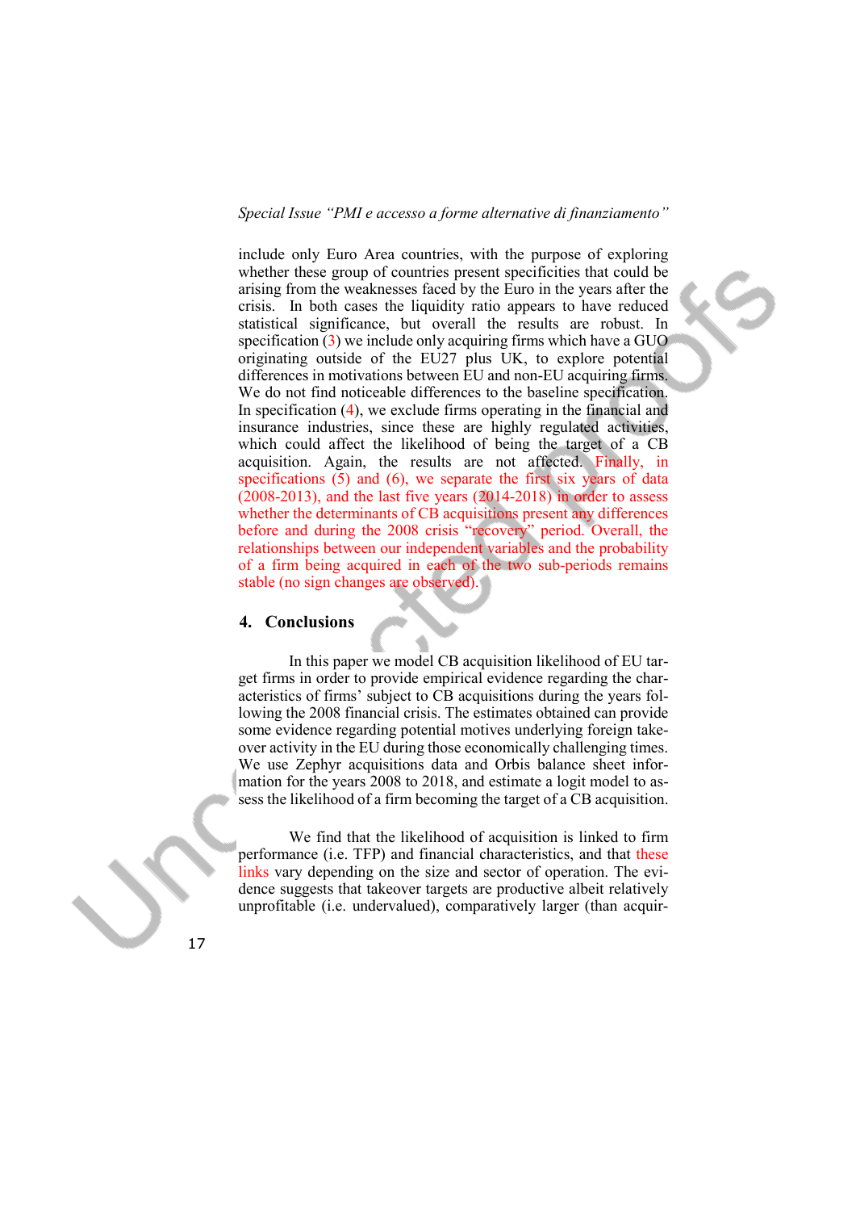include only Euro Area countries, with the purpose of exploring whether these group of countries present specificities that could be arising from the weaknesses faced by the Euro in the years after the crisis. In both cases the liquidity ratio appears to have reduced statistical significance, but overall the results are robust. In specification (3) we include only acquiring firms which have a GUO originating outside of the EU27 plus UK, to explore potential differences in motivations between EU and non-EU acquiring firms. We do not find noticeable differences to the baseline specification. In specification (4), we exclude firms operating in the financial and insurance industries, since these are highly regulated activities, which could affect the likelihood of being the target of a CB acquisition. Again, the results are not affected. Finally, in specifications (5) and (6), we separate the first six years of data (2008-2013), and the last five years (2014-2018) in order to assess whether the determinants of CB acquisitions present any differences before and during the 2008 crisis "recovery" period. Overall, the relationships between our independent variables and the probability of a firm being acquired in each of the two sub-periods remains stable (no sign changes are observed).

## 4. Conclusions

In this paper we model CB acquisition likelihood of EU target firms in order to provide empirical evidence regarding the characteristics of firms' subject to CB acquisitions during the years following the 2008 financial crisis. The estimates obtained can provide some evidence regarding potential motives underlying foreign takeover activity in the EU during those economically challenging times. We use Zephyr acquisitions data and Orbis balance sheet information for the years 2008 to 2018, and estimate a logit model to assess the likelihood of a firm becoming the target of a CB acquisition.

We find that the likelihood of acquisition is linked to firm performance (i.e. TFP) and financial characteristics, and that these links vary depending on the size and sector of operation. The evidence suggests that takeover targets are productive albeit relatively unprofitable (i.e. undervalued), comparatively larger (than acquir-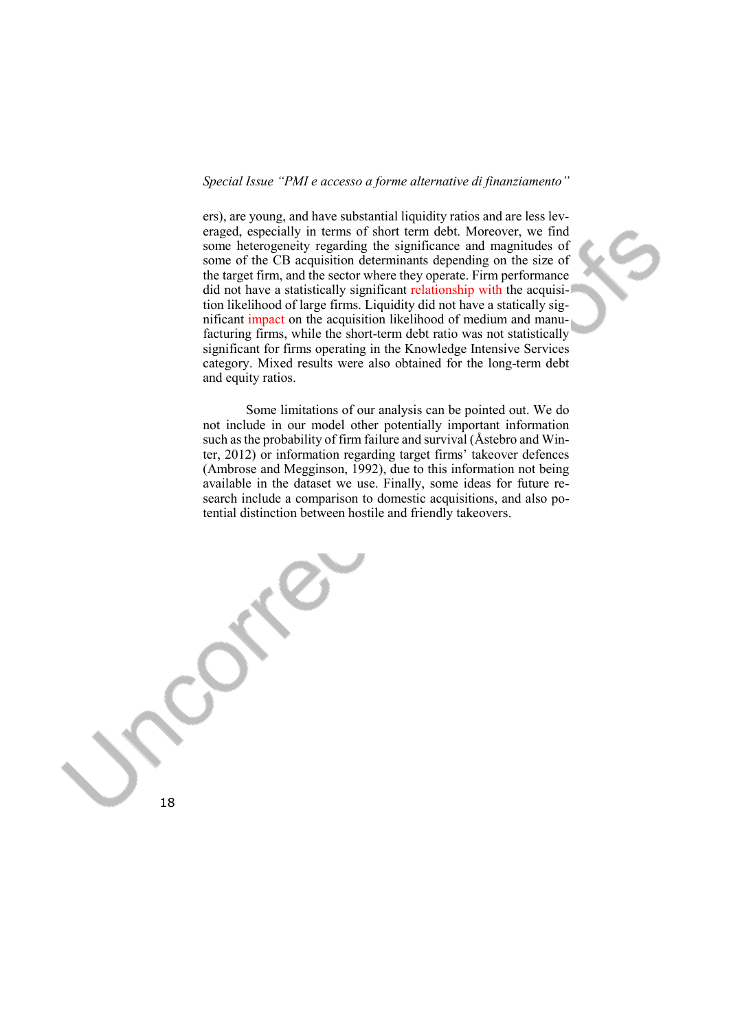ers), are young, and have substantial liquidity ratios and are less leveraged, especially in terms of short term debt. Moreover, we find some heterogeneity regarding the significance and magnitudes of some of the CB acquisition determinants depending on the size of the target firm, and the sector where they operate. Firm performance did not have a statistically significant relationship with the acquisition likelihood of large firms. Liquidity did not have a statically significant impact on the acquisition likelihood of medium and manufacturing firms, while the short-term debt ratio was not statistically significant for firms operating in the Knowledge Intensive Services category. Mixed results were also obtained for the long-term debt and equity ratios.

Some limitations of our analysis can be pointed out. We do not include in our model other potentially important information such as the probability of firm failure and survival (Åstebro and Winter, 2012) or information regarding target firms' takeover defences (Ambrose and Megginson, 1992), due to this information not being available in the dataset we use. Finally, some ideas for future research include a comparison to domestic acquisitions, and also potential distinction between hostile and friendly takeovers.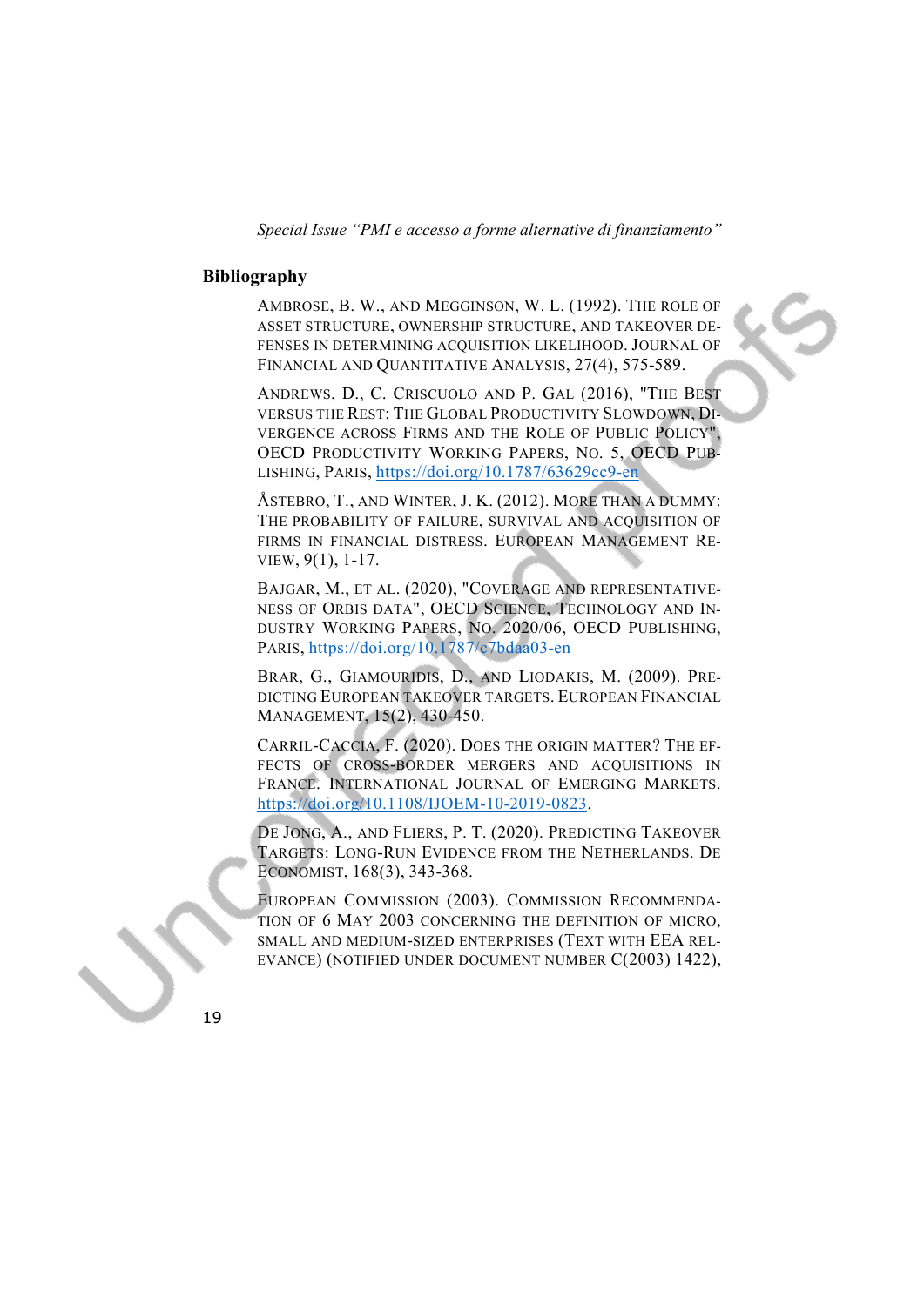## Bibliography

Ambrose, B. W., and Megginson, W. L. (1992). The role of asset structure, ownership structure, and takeover defenses in determining acquisition likelihood. Journal of Financial and Quantitative Analysis, 27(4), 575-589.

Andrews, D., C. Criscuolo and P. Gal (2016), "The Best versus the Rest: The Global Productivity Slowdown, Divergence across Firms and the Role of Public Policy", OECD Productivity Working Papers, No. 5, OECD Publishing, Paris, https://doi.org/10.1787/63629cc9-en

Åstebro, T., and Winter, J. K. (2012). More than a dummy: The probability of failure, survival and acquisition of firms in financial distress. European Management Review, 9(1), 1-17.

Bajgar, M., et al. (2020), "Coverage and representativeness of Orbis data", OECD Science, Technology and Industry Working Papers, No. 2020/06, OECD Publishing, Paris, https://doi.org/10.1787/c7bdaa03-en

Brar, G., Giamouridis, D., and Liodakis, M. (2009). Predicting European takeover targets. European Financial Management, 15(2), 430-450.

Carril-Caccia, F. (2020). Does the origin matter? The effects of cross-border mergers and acquisitions in France. International Journal of Emerging Markets. https://doi.org/10.1108/IJOEM-10-2019-0823.

De Jong, A., and Fliers, P. T. (2020). Predicting Takeover Targets: Long-Run Evidence from the Netherlands. De Economist, 168(3), 343-368.

European Commission (2003). Commission Recommendation of 6 May 2003 concerning the definition of micro, small and medium-sized enterprises (Text with EEA relevance) (notified under document number C(2003) 1422),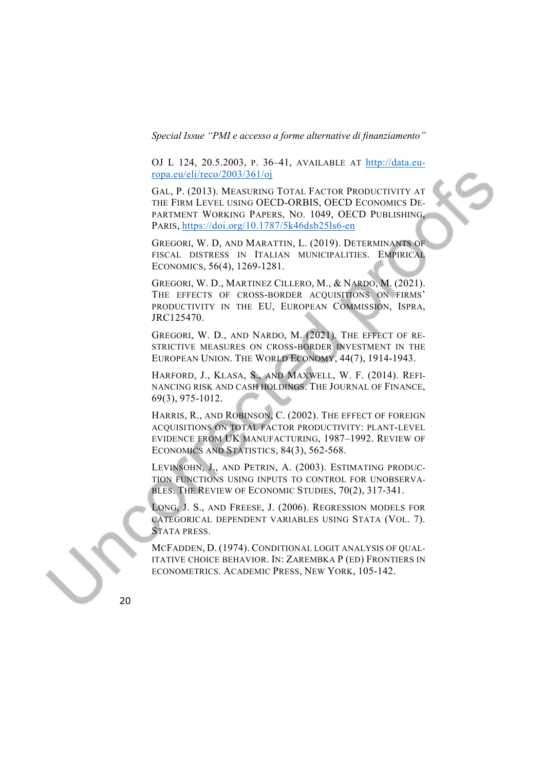OJ L 124, 20.5.2003, p. 36–41, available at http://data.europa.eu/eli/reco/2003/361/oj

Gal, P. (2013). Measuring Total Factor Productivity at the Firm Level using OECD-ORBIS, OECD Economics Department Working Papers, No. 1049, OECD Publishing, Paris, https://doi.org/10.1787/5k46dsb25ls6-en

Gregori, W. D, and Marattin, L. (2019). Determinants of fiscal distress in Italian municipalities. Empirical Economics, 56(4), 1269-1281.

Gregori, W. D., Martinez Cillero, M., & Nardo, M. (2021). The effects of cross-border acquisitions on firms' productivity in the EU, European Commission, Ispra, JRC125470.

Gregori, W. D., and Nardo, M. (2021). The effect of restrictive measures on cross-border investment in the European Union. The World Economy, 44(7), 1914-1943.

Harford, J., Klasa, S., and Maxwell, W. F. (2014). Refinancing risk and cash holdings. The Journal of Finance, 69(3), 975-1012.

Harris, R., and Robinson, C. (2002). The effect of foreign acquisitions on total factor productivity: plant-level evidence from UK manufacturing, 1987–1992. Review of Economics and Statistics, 84(3), 562-568.

Levinsohn, J., and Petrin, A. (2003). Estimating production functions using inputs to control for unobservables. The Review of Economic Studies, 70(2), 317-341.

Long, J. S., and Freese, J. (2006). Regression models for categorical dependent variables using Stata (Vol. 7). Stata press.

McFadden, D. (1974). Conditional logit analysis of qualitative choice behavior. In: Zarembka P (ed) Frontiers in econometrics. Academic Press, New York, 105-142.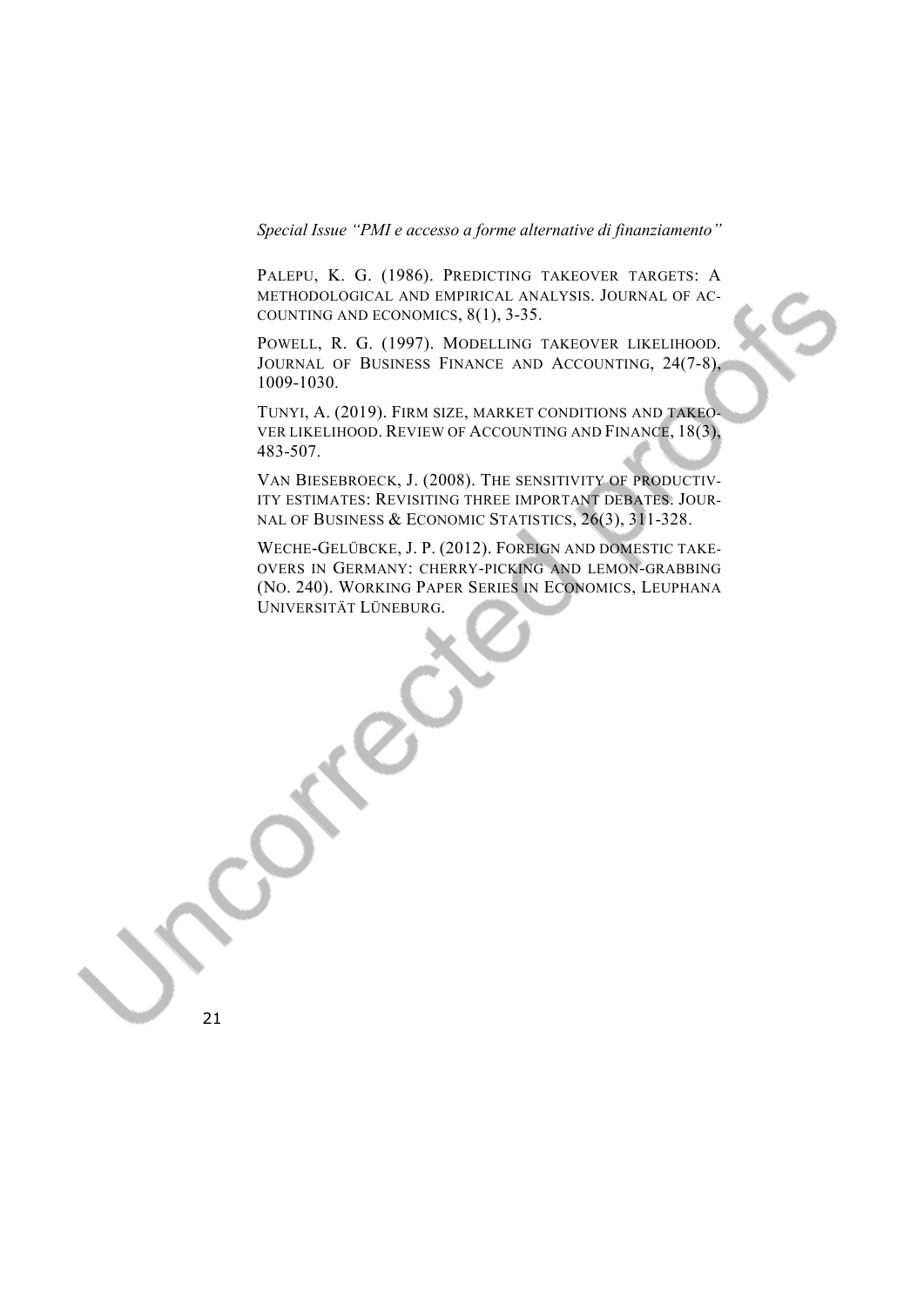Palepu, K. G. (1986). Predicting takeover targets: A methodological and empirical analysis. Journal of Accounting and Economics, 8(1), 3-35.

Powell, R. G. (1997). Modelling takeover likelihood. Journal of Business Finance and Accounting, 24(7-8), 1009-1030.

Tunyi, A. (2019). Firm size, market conditions and takeover likelihood. Review of Accounting and Finance, 18(3), 483-507.

Van Biesebroeck, J. (2008). The sensitivity of productivity estimates: Revisiting three important debates. Journal of Business & Economic Statistics, 26(3), 311-328.

Weche-Gelübcke, J. P. (2012). Foreign and domestic takeovers in Germany: cherry-picking and lemon-grabbing (No. 240). Working Paper Series in Economics, Leuphana Universität Lüneburg.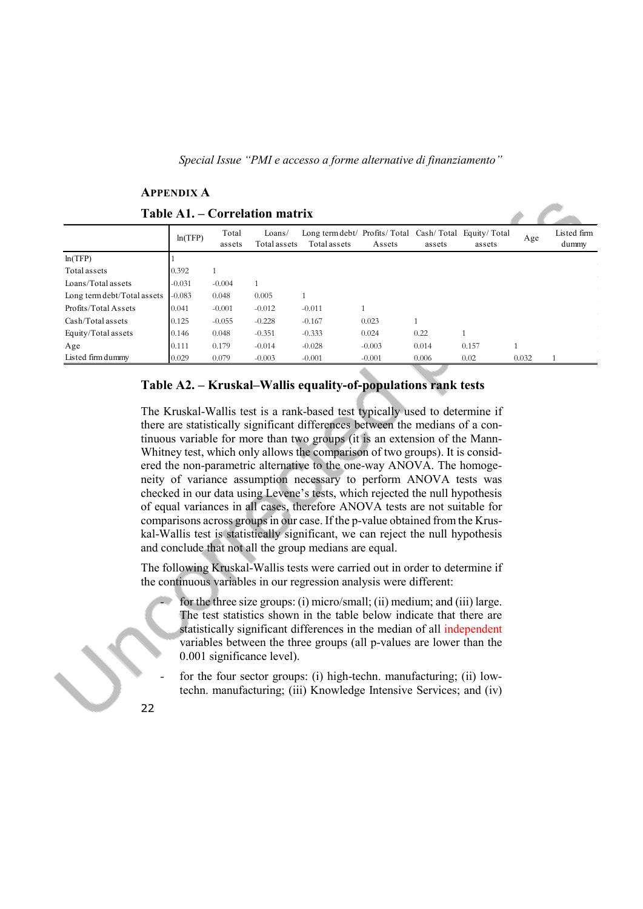## APPENDIX A

### Table A1. – Correlation matrix

| | ln(TFP) | Total assets | Loans/ Total assets | Long term debt/ Total assets | Profits/ Total Assets | Cash/ Total assets | Equity/ Total assets | Age | Listed firm dummy |
|---|---|---|---|---|---|---|---|---|---|
| ln(TFP) | 1 | | | | | | | | |
| Total assets | 0.392 | 1 | | | | | | | |
| Loans/Total assets | -0.031 | -0.004 | 1 | | | | | | |
| Long term debt/Total assets | -0.083 | 0.048 | 0.005 | 1 | | | | | |
| Profits/Total Assets | 0.041 | -0.001 | -0.012 | -0.011 | 1 | | | | |
| Cash/Total assets | 0.125 | -0.055 | -0.228 | -0.167 | 0.023 | 1 | | | |
| Equity/Total assets | 0.146 | 0.048 | -0.351 | -0.333 | 0.024 | 0.22 | 1 | | |
| Age | 0.111 | 0.179 | -0.014 | -0.028 | -0.003 | 0.014 | 0.157 | 1 | |
| Listed firm dummy | 0.029 | 0.079 | -0.003 | -0.001 | -0.001 | 0.006 | 0.02 | 0.032 | 1 |

### Table A2. – Kruskal–Wallis equality-of-populations rank tests

The Kruskal-Wallis test is a rank-based test typically used to determine if there are statistically significant differences between the medians of a continuous variable for more than two groups (it is an extension of the Mann-Whitney test, which only allows the comparison of two groups). It is considered the non-parametric alternative to the one-way ANOVA. The homogeneity of variance assumption necessary to perform ANOVA tests was checked in our data using Levene's tests, which rejected the null hypothesis of equal variances in all cases, therefore ANOVA tests are not suitable for comparisons across groups in our case. If the p-value obtained from the Kruskal-Wallis test is statistically significant, we can reject the null hypothesis and conclude that not all the group medians are equal.

The following Kruskal-Wallis tests were carried out in order to determine if the continuous variables in our regression analysis were different:

- for the three size groups: (i) micro/small; (ii) medium; and (iii) large. The test statistics shown in the table below indicate that there are statistically significant differences in the median of all independent variables between the three groups (all p-values are lower than the 0.001 significance level).
- for the four sector groups: (i) high-techn. manufacturing; (ii) low-techn. manufacturing; (iii) Knowledge Intensive Services; and (iv)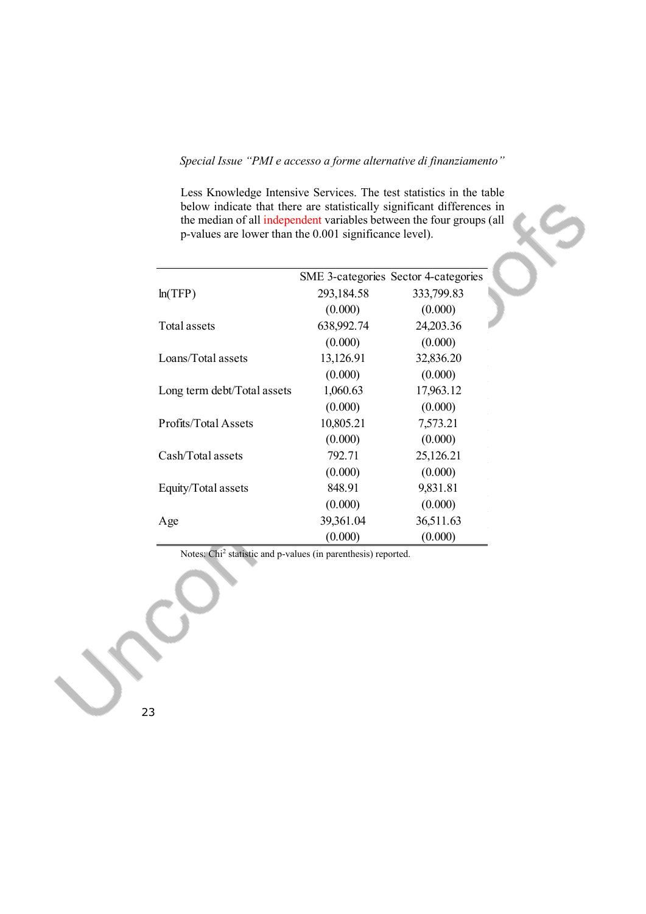Less Knowledge Intensive Services. The test statistics in the table below indicate that there are statistically significant differences in the median of all independent variables between the four groups (all p-values are lower than the 0.001 significance level).

| | SME 3-categories | Sector 4-categories |
|---|---|---|
| ln(TFP) | 293,184.58 | 333,799.83 |
| | (0.000) | (0.000) |
| Total assets | 638,992.74 | 24,203.36 |
| | (0.000) | (0.000) |
| Loans/Total assets | 13,126.91 | 32,836.20 |
| | (0.000) | (0.000) |
| Long term debt/Total assets | 1,060.63 | 17,963.12 |
| | (0.000) | (0.000) |
| Profits/Total Assets | 10,805.21 | 7,573.21 |
| | (0.000) | (0.000) |
| Cash/Total assets | 792.71 | 25,126.21 |
| | (0.000) | (0.000) |
| Equity/Total assets | 848.91 | 9,831.81 |
| | (0.000) | (0.000) |
| Age | 39,361.04 | 36,511.63 |
| | (0.000) | (0.000) |

Notes: $Chi^2$ statistic and p-values (in parenthesis) reported.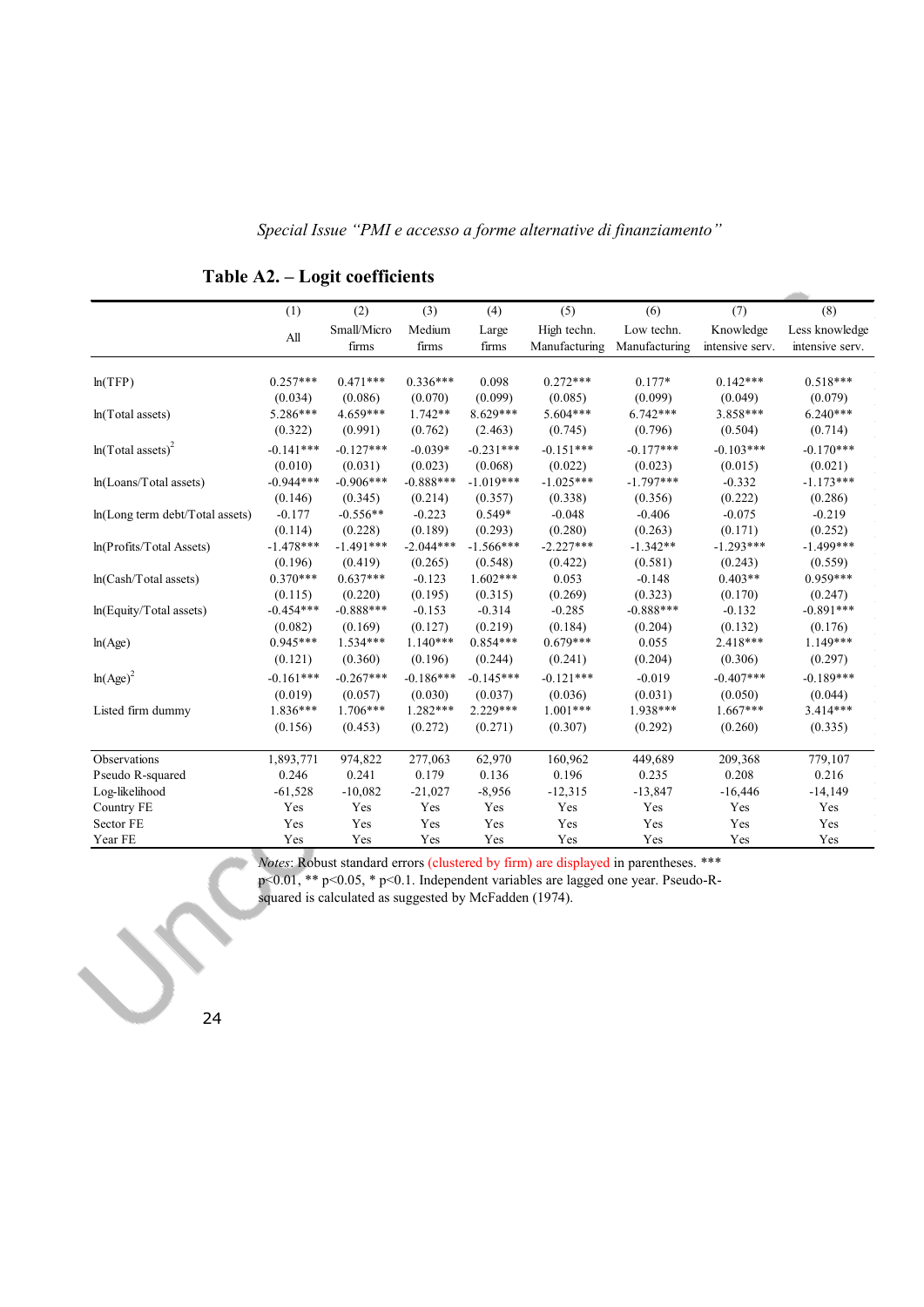## Table A2. – Logit coefficients

| | (1) All | (2) Small/Micro firms | (3) Medium firms | (4) Large firms | (5) High techn. Manufacturing | (6) Low techn. Manufacturing | (7) Knowledge intensive serv. | (8) Less knowledge intensive serv. |
|---|---|---|---|---|---|---|---|---|
| ln(TFP) | 0.257*** | 0.471*** | 0.336*** | 0.098 | 0.272*** | 0.177* | 0.142*** | 0.518*** |
| | (0.034) | (0.086) | (0.070) | (0.099) | (0.085) | (0.099) | (0.049) | (0.079) |
| ln(Total assets) | 5.286*** | 4.659*** | 1.742** | 8.629*** | 5.604*** | 6.742*** | 3.858*** | 6.240*** |
| | (0.322) | (0.991) | (0.762) | (2.463) | (0.745) | (0.796) | (0.504) | (0.714) |
| ln(Total assets)$^2$ | -0.141*** | -0.127*** | -0.039* | -0.231*** | -0.151*** | -0.177*** | -0.103*** | -0.170*** |
| | (0.010) | (0.031) | (0.023) | (0.068) | (0.022) | (0.023) | (0.015) | (0.021) |
| ln(Loans/Total assets) | -0.944*** | -0.906*** | -0.888*** | -1.019*** | -1.025*** | -1.797*** | -0.332 | -1.173*** |
| | (0.146) | (0.345) | (0.214) | (0.357) | (0.338) | (0.356) | (0.222) | (0.286) |
| ln(Long term debt/Total assets) | -0.177 | -0.556** | -0.223 | 0.549* | -0.048 | -0.406 | -0.075 | -0.219 |
| | (0.114) | (0.228) | (0.189) | (0.293) | (0.280) | (0.263) | (0.171) | (0.252) |
| ln(Profits/Total Assets) | -1.478*** | -1.491*** | -2.044*** | -1.566*** | -2.227*** | -1.342** | -1.293*** | -1.499*** |
| | (0.196) | (0.419) | (0.265) | (0.548) | (0.422) | (0.581) | (0.243) | (0.559) |
| ln(Cash/Total assets) | 0.370*** | 0.637*** | -0.123 | 1.602*** | 0.053 | -0.148 | 0.403** | 0.959*** |
| | (0.115) | (0.220) | (0.195) | (0.315) | (0.269) | (0.323) | (0.170) | (0.247) |
| ln(Equity/Total assets) | -0.454*** | -0.888*** | -0.153 | -0.314 | -0.285 | -0.888*** | -0.132 | -0.891*** |
| | (0.082) | (0.169) | (0.127) | (0.219) | (0.184) | (0.204) | (0.132) | (0.176) |
| ln(Age) | 0.945*** | 1.534*** | 1.140*** | 0.854*** | 0.679*** | 0.055 | 2.418*** | 1.149*** |
| | (0.121) | (0.360) | (0.196) | (0.244) | (0.241) | (0.204) | (0.306) | (0.297) |
| ln(Age)$^2$ | -0.161*** | -0.267*** | -0.186*** | -0.145*** | -0.121*** | -0.019 | -0.407*** | -0.189*** |
| | (0.019) | (0.057) | (0.030) | (0.037) | (0.036) | (0.031) | (0.050) | (0.044) |
| Listed firm dummy | 1.836*** | 1.706*** | 1.282*** | 2.229*** | 1.001*** | 1.938*** | 1.667*** | 3.414*** |
| | (0.156) | (0.453) | (0.272) | (0.271) | (0.307) | (0.292) | (0.260) | (0.335) |
| Observations | 1,893,771 | 974,822 | 277,063 | 62,970 | 160,962 | 449,689 | 209,368 | 779,107 |
| Pseudo R-squared | 0.246 | 0.241 | 0.179 | 0.136 | 0.196 | 0.235 | 0.208 | 0.216 |
| Log-likelihood | -61,528 | -10,082 | -21,027 | -8,956 | -12,315 | -13,847 | -16,446 | -14,149 |
| Country FE | Yes | Yes | Yes | Yes | Yes | Yes | Yes | Yes |
| Sector FE | Yes | Yes | Yes | Yes | Yes | Yes | Yes | Yes |
| Year FE | Yes | Yes | Yes | Yes | Yes | Yes | Yes | Yes |

*Notes*: Robust standard errors (clustered by firm) are displayed in parentheses. *** p<0.01, ** p<0.05, * p<0.1. Independent variables are lagged one year. Pseudo-R-squared is calculated as suggested by McFadden (1974).